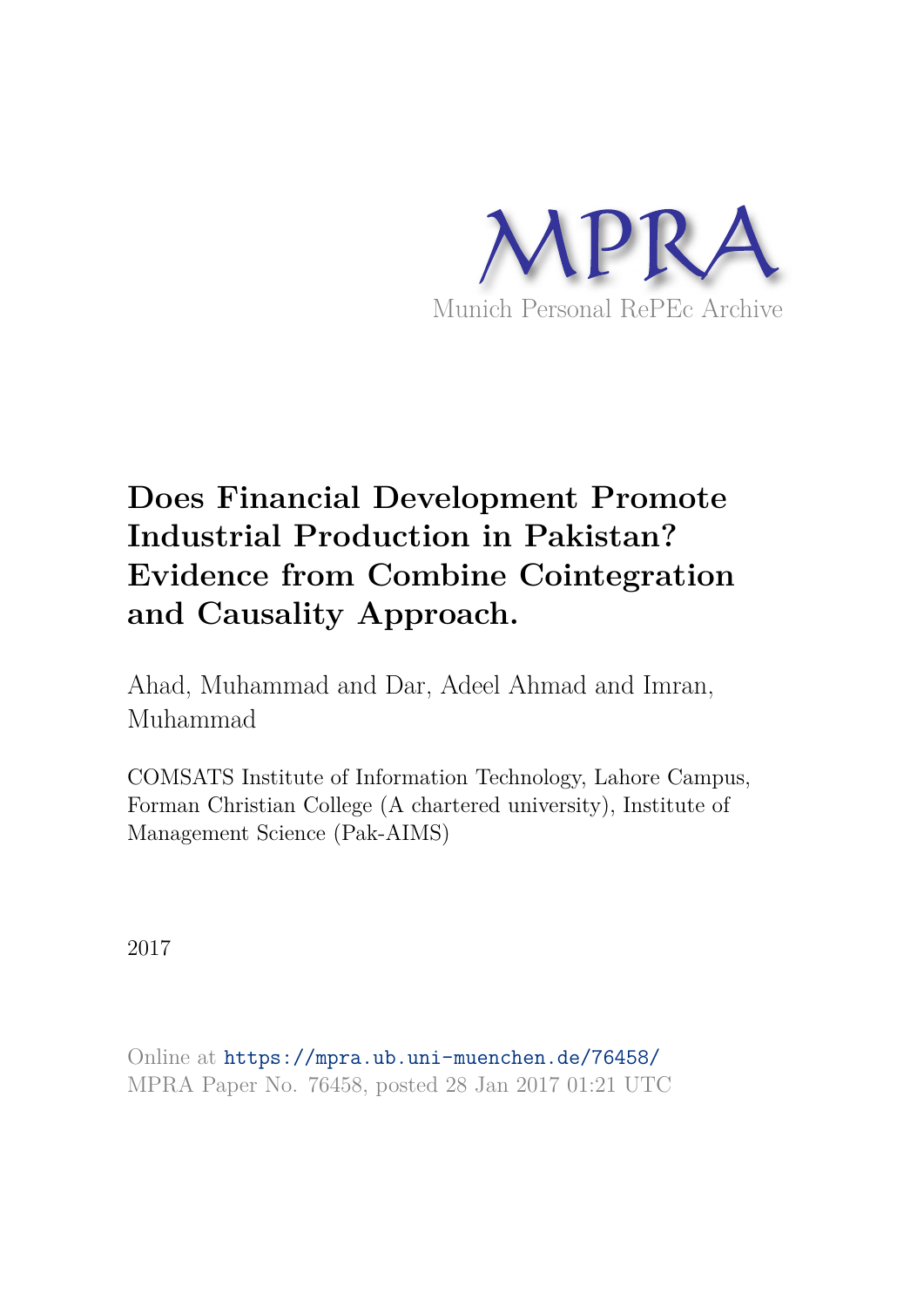MPRA

Munich Personal RePEc Archive

# Does Financial Development Promote Industrial Production in Pakistan? Evidence from Combine Cointegration and Causality Approach.

Ahad, Muhammad and Dar, Adeel Ahmad and Imran, Muhammad

COMSATS Institute of Information Technology, Lahore Campus, Forman Christian College (A chartered university), Institute of Management Science (Pak-AIMS)

2017

Online at https://mpra.ub.uni-muenchen.de/76458/
MPRA Paper No. 76458, posted 28 Jan 2017 01:21 UTC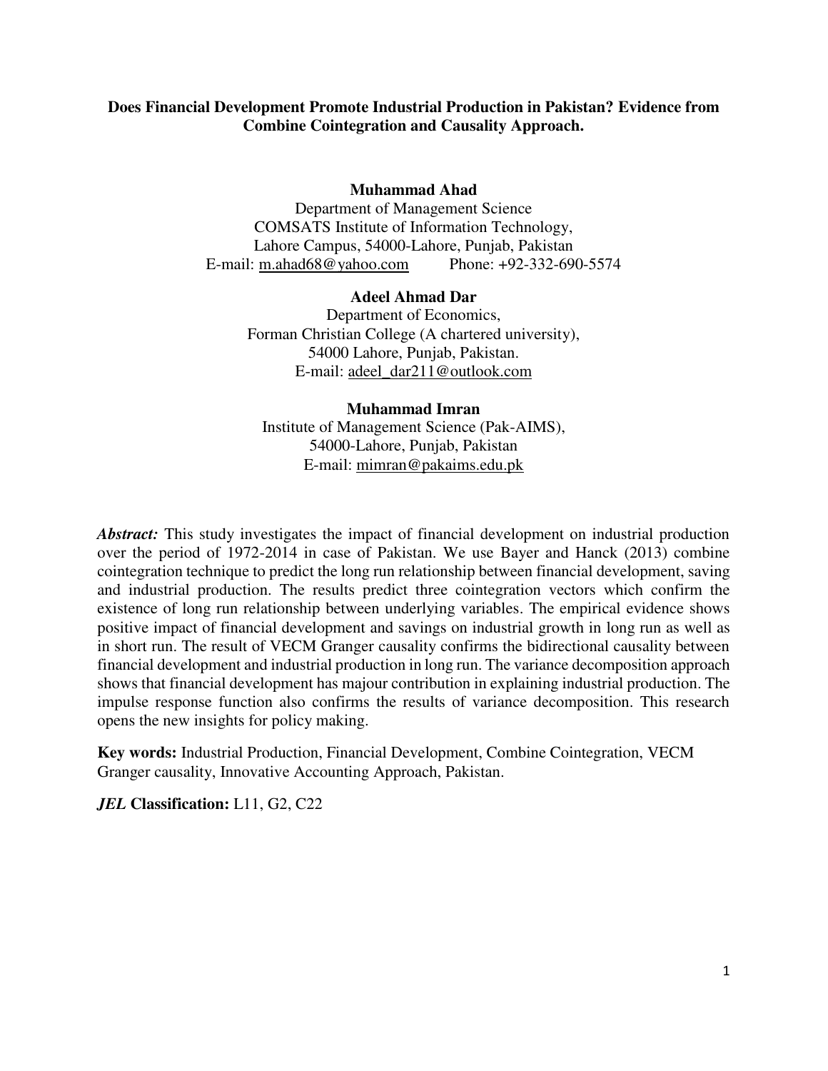**Does Financial Development Promote Industrial Production in Pakistan? Evidence from Combine Cointegration and Causality Approach.**

**Muhammad Ahad**
Department of Management Science
COMSATS Institute of Information Technology,
Lahore Campus, 54000-Lahore, Punjab, Pakistan
E-mail: m.ahad68@yahoo.com Phone: +92-332-690-5574

**Adeel Ahmad Dar**
Department of Economics,
Forman Christian College (A chartered university),
54000 Lahore, Punjab, Pakistan.
E-mail: adeel_dar211@outlook.com

**Muhammad Imran**
Institute of Management Science (Pak-AIMS),
54000-Lahore, Punjab, Pakistan
E-mail: mimran@pakaims.edu.pk

***Abstract:*** This study investigates the impact of financial development on industrial production over the period of 1972-2014 in case of Pakistan. We use Bayer and Hanck (2013) combine cointegration technique to predict the long run relationship between financial development, saving and industrial production. The results predict three cointegration vectors which confirm the existence of long run relationship between underlying variables. The empirical evidence shows positive impact of financial development and savings on industrial growth in long run as well as in short run. The result of VECM Granger causality confirms the bidirectional causality between financial development and industrial production in long run. The variance decomposition approach shows that financial development has majour contribution in explaining industrial production. The impulse response function also confirms the results of variance decomposition. This research opens the new insights for policy making.

**Key words:** Industrial Production, Financial Development, Combine Cointegration, VECM Granger causality, Innovative Accounting Approach, Pakistan.

***JEL* Classification:** L11, G2, C22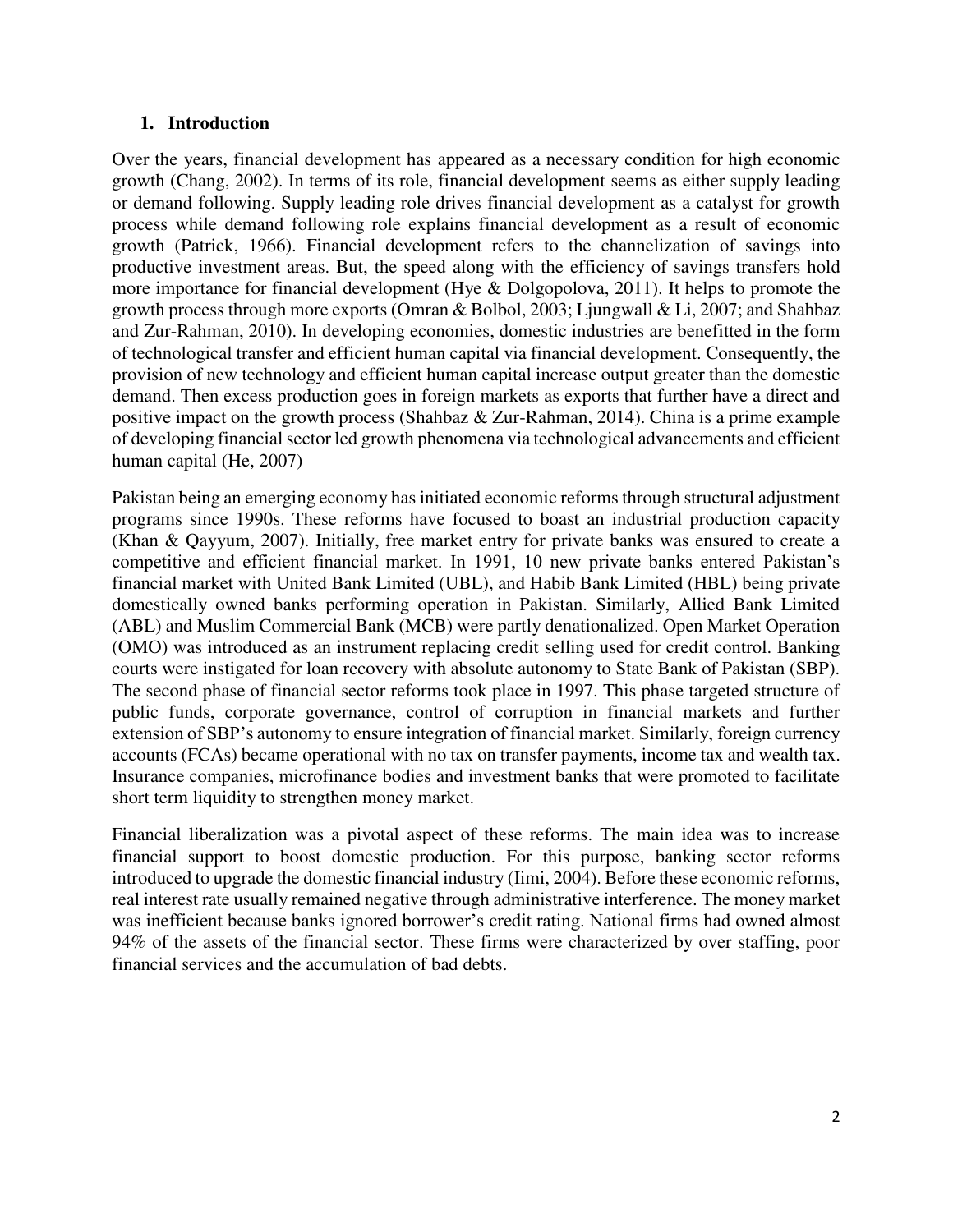## 1. Introduction

Over the years, financial development has appeared as a necessary condition for high economic growth (Chang, 2002). In terms of its role, financial development seems as either supply leading or demand following. Supply leading role drives financial development as a catalyst for growth process while demand following role explains financial development as a result of economic growth (Patrick, 1966). Financial development refers to the channelization of savings into productive investment areas. But, the speed along with the efficiency of savings transfers hold more importance for financial development (Hye & Dolgopolova, 2011). It helps to promote the growth process through more exports (Omran & Bolbol, 2003; Ljungwall & Li, 2007; and Shahbaz and Zur-Rahman, 2010). In developing economies, domestic industries are benefitted in the form of technological transfer and efficient human capital via financial development. Consequently, the provision of new technology and efficient human capital increase output greater than the domestic demand. Then excess production goes in foreign markets as exports that further have a direct and positive impact on the growth process (Shahbaz & Zur-Rahman, 2014). China is a prime example of developing financial sector led growth phenomena via technological advancements and efficient human capital (He, 2007)

Pakistan being an emerging economy has initiated economic reforms through structural adjustment programs since 1990s. These reforms have focused to boast an industrial production capacity (Khan & Qayyum, 2007). Initially, free market entry for private banks was ensured to create a competitive and efficient financial market. In 1991, 10 new private banks entered Pakistan's financial market with United Bank Limited (UBL), and Habib Bank Limited (HBL) being private domestically owned banks performing operation in Pakistan. Similarly, Allied Bank Limited (ABL) and Muslim Commercial Bank (MCB) were partly denationalized. Open Market Operation (OMO) was introduced as an instrument replacing credit selling used for credit control. Banking courts were instigated for loan recovery with absolute autonomy to State Bank of Pakistan (SBP). The second phase of financial sector reforms took place in 1997. This phase targeted structure of public funds, corporate governance, control of corruption in financial markets and further extension of SBP's autonomy to ensure integration of financial market. Similarly, foreign currency accounts (FCAs) became operational with no tax on transfer payments, income tax and wealth tax. Insurance companies, microfinance bodies and investment banks that were promoted to facilitate short term liquidity to strengthen money market.

Financial liberalization was a pivotal aspect of these reforms. The main idea was to increase financial support to boost domestic production. For this purpose, banking sector reforms introduced to upgrade the domestic financial industry (Iimi, 2004). Before these economic reforms, real interest rate usually remained negative through administrative interference. The money market was inefficient because banks ignored borrower's credit rating. National firms had owned almost 94% of the assets of the financial sector. These firms were characterized by over staffing, poor financial services and the accumulation of bad debts.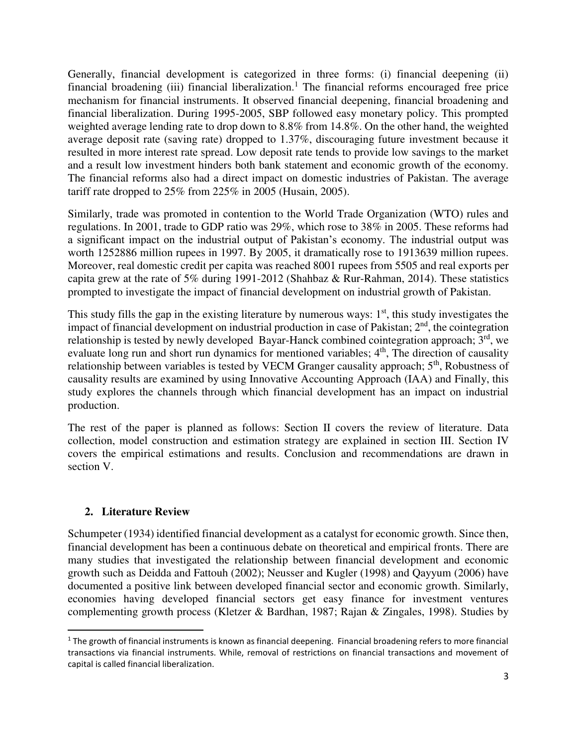Generally, financial development is categorized in three forms: (i) financial deepening (ii) financial broadening (iii) financial liberalization.[1] The financial reforms encouraged free price mechanism for financial instruments. It observed financial deepening, financial broadening and financial liberalization. During 1995-2005, SBP followed easy monetary policy. This prompted weighted average lending rate to drop down to 8.8% from 14.8%. On the other hand, the weighted average deposit rate (saving rate) dropped to 1.37%, discouraging future investment because it resulted in more interest rate spread. Low deposit rate tends to provide low savings to the market and a result low investment hinders both bank statement and economic growth of the economy. The financial reforms also had a direct impact on domestic industries of Pakistan. The average tariff rate dropped to 25% from 225% in 2005 (Husain, 2005).

Similarly, trade was promoted in contention to the World Trade Organization (WTO) rules and regulations. In 2001, trade to GDP ratio was 29%, which rose to 38% in 2005. These reforms had a significant impact on the industrial output of Pakistan's economy. The industrial output was worth 1252886 million rupees in 1997. By 2005, it dramatically rose to 1913639 million rupees. Moreover, real domestic credit per capita was reached 8001 rupees from 5505 and real exports per capita grew at the rate of 5% during 1991-2012 (Shahbaz & Rur-Rahman, 2014). These statistics prompted to investigate the impact of financial development on industrial growth of Pakistan.

This study fills the gap in the existing literature by numerous ways: 1st, this study investigates the impact of financial development on industrial production in case of Pakistan; 2nd, the cointegration relationship is tested by newly developed Bayar-Hanck combined cointegration approach; 3rd, we evaluate long run and short run dynamics for mentioned variables; 4th, The direction of causality relationship between variables is tested by VECM Granger causality approach; 5th, Robustness of causality results are examined by using Innovative Accounting Approach (IAA) and Finally, this study explores the channels through which financial development has an impact on industrial production.

The rest of the paper is planned as follows: Section II covers the review of literature. Data collection, model construction and estimation strategy are explained in section III. Section IV covers the empirical estimations and results. Conclusion and recommendations are drawn in section V.

## 2. Literature Review

Schumpeter (1934) identified financial development as a catalyst for economic growth. Since then, financial development has been a continuous debate on theoretical and empirical fronts. There are many studies that investigated the relationship between financial development and economic growth such as Deidda and Fattouh (2002); Neusser and Kugler (1998) and Qayyum (2006) have documented a positive link between developed financial sector and economic growth. Similarly, economies having developed financial sectors get easy finance for investment ventures complementing growth process (Kletzer & Bardhan, 1987; Rajan & Zingales, 1998). Studies by

---

[1] The growth of financial instruments is known as financial deepening. Financial broadening refers to more financial transactions via financial instruments. While, removal of restrictions on financial transactions and movement of capital is called financial liberalization.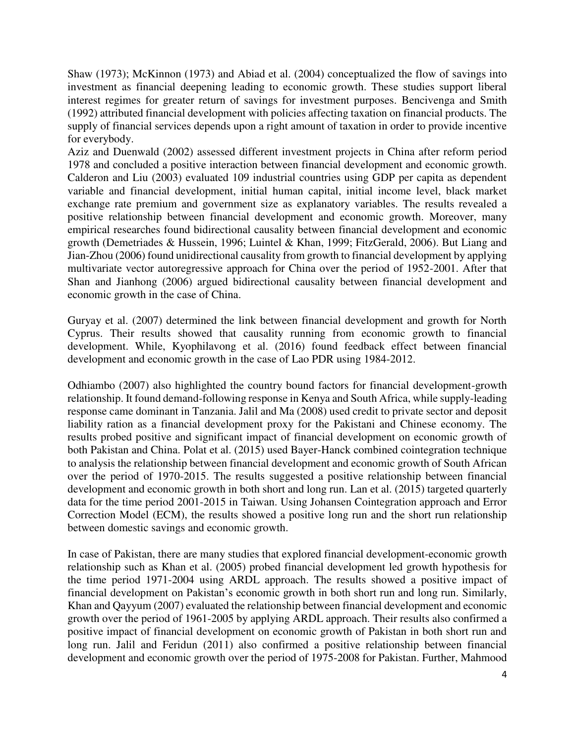Shaw (1973); McKinnon (1973) and Abiad et al. (2004) conceptualized the flow of savings into investment as financial deepening leading to economic growth. These studies support liberal interest regimes for greater return of savings for investment purposes. Bencivenga and Smith (1992) attributed financial development with policies affecting taxation on financial products. The supply of financial services depends upon a right amount of taxation in order to provide incentive for everybody.
Aziz and Duenwald (2002) assessed different investment projects in China after reform period 1978 and concluded a positive interaction between financial development and economic growth. Calderon and Liu (2003) evaluated 109 industrial countries using GDP per capita as dependent variable and financial development, initial human capital, initial income level, black market exchange rate premium and government size as explanatory variables. The results revealed a positive relationship between financial development and economic growth. Moreover, many empirical researches found bidirectional causality between financial development and economic growth (Demetriades & Hussein, 1996; Luintel & Khan, 1999; FitzGerald, 2006). But Liang and Jian-Zhou (2006) found unidirectional causality from growth to financial development by applying multivariate vector autoregressive approach for China over the period of 1952-2001. After that Shan and Jianhong (2006) argued bidirectional causality between financial development and economic growth in the case of China.

Guryay et al. (2007) determined the link between financial development and growth for North Cyprus. Their results showed that causality running from economic growth to financial development. While, Kyophilavong et al. (2016) found feedback effect between financial development and economic growth in the case of Lao PDR using 1984-2012.

Odhiambo (2007) also highlighted the country bound factors for financial development-growth relationship. It found demand-following response in Kenya and South Africa, while supply-leading response came dominant in Tanzania. Jalil and Ma (2008) used credit to private sector and deposit liability ration as a financial development proxy for the Pakistani and Chinese economy. The results probed positive and significant impact of financial development on economic growth of both Pakistan and China. Polat et al. (2015) used Bayer-Hanck combined cointegration technique to analysis the relationship between financial development and economic growth of South African over the period of 1970-2015. The results suggested a positive relationship between financial development and economic growth in both short and long run. Lan et al. (2015) targeted quarterly data for the time period 2001-2015 in Taiwan. Using Johansen Cointegration approach and Error Correction Model (ECM), the results showed a positive long run and the short run relationship between domestic savings and economic growth.

In case of Pakistan, there are many studies that explored financial development-economic growth relationship such as Khan et al. (2005) probed financial development led growth hypothesis for the time period 1971-2004 using ARDL approach. The results showed a positive impact of financial development on Pakistan's economic growth in both short run and long run. Similarly, Khan and Qayyum (2007) evaluated the relationship between financial development and economic growth over the period of 1961-2005 by applying ARDL approach. Their results also confirmed a positive impact of financial development on economic growth of Pakistan in both short run and long run. Jalil and Feridun (2011) also confirmed a positive relationship between financial development and economic growth over the period of 1975-2008 for Pakistan. Further, Mahmood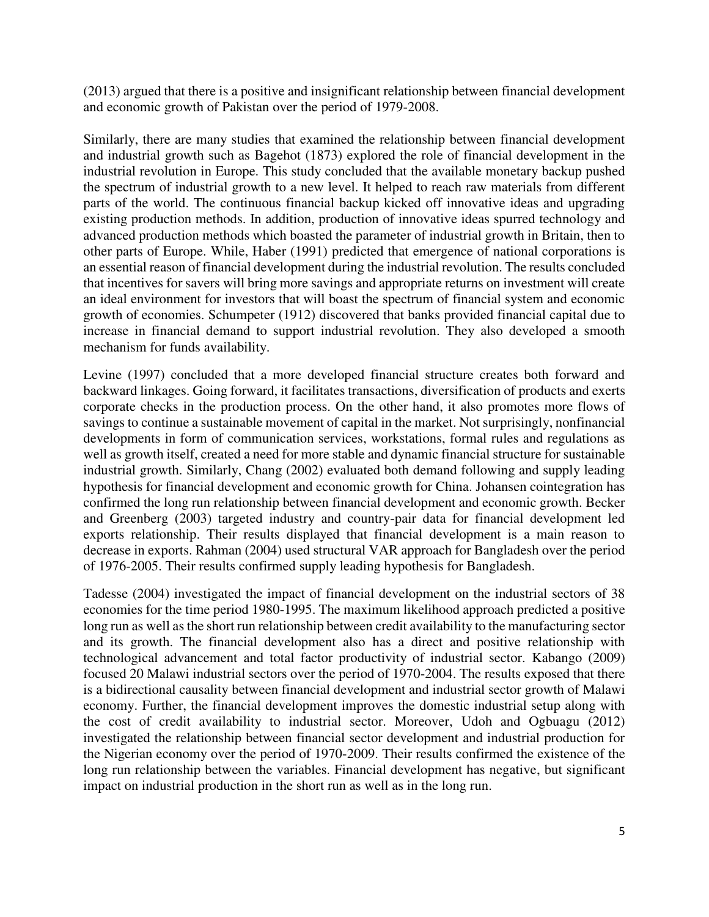(2013) argued that there is a positive and insignificant relationship between financial development and economic growth of Pakistan over the period of 1979-2008.

Similarly, there are many studies that examined the relationship between financial development and industrial growth such as Bagehot (1873) explored the role of financial development in the industrial revolution in Europe. This study concluded that the available monetary backup pushed the spectrum of industrial growth to a new level. It helped to reach raw materials from different parts of the world. The continuous financial backup kicked off innovative ideas and upgrading existing production methods. In addition, production of innovative ideas spurred technology and advanced production methods which boasted the parameter of industrial growth in Britain, then to other parts of Europe. While, Haber (1991) predicted that emergence of national corporations is an essential reason of financial development during the industrial revolution. The results concluded that incentives for savers will bring more savings and appropriate returns on investment will create an ideal environment for investors that will boast the spectrum of financial system and economic growth of economies. Schumpeter (1912) discovered that banks provided financial capital due to increase in financial demand to support industrial revolution. They also developed a smooth mechanism for funds availability.

Levine (1997) concluded that a more developed financial structure creates both forward and backward linkages. Going forward, it facilitates transactions, diversification of products and exerts corporate checks in the production process. On the other hand, it also promotes more flows of savings to continue a sustainable movement of capital in the market. Not surprisingly, nonfinancial developments in form of communication services, workstations, formal rules and regulations as well as growth itself, created a need for more stable and dynamic financial structure for sustainable industrial growth. Similarly, Chang (2002) evaluated both demand following and supply leading hypothesis for financial development and economic growth for China. Johansen cointegration has confirmed the long run relationship between financial development and economic growth. Becker and Greenberg (2003) targeted industry and country-pair data for financial development led exports relationship. Their results displayed that financial development is a main reason to decrease in exports. Rahman (2004) used structural VAR approach for Bangladesh over the period of 1976-2005. Their results confirmed supply leading hypothesis for Bangladesh.

Tadesse (2004) investigated the impact of financial development on the industrial sectors of 38 economies for the time period 1980-1995. The maximum likelihood approach predicted a positive long run as well as the short run relationship between credit availability to the manufacturing sector and its growth. The financial development also has a direct and positive relationship with technological advancement and total factor productivity of industrial sector. Kabango (2009) focused 20 Malawi industrial sectors over the period of 1970-2004. The results exposed that there is a bidirectional causality between financial development and industrial sector growth of Malawi economy. Further, the financial development improves the domestic industrial setup along with the cost of credit availability to industrial sector. Moreover, Udoh and Ogbuagu (2012) investigated the relationship between financial sector development and industrial production for the Nigerian economy over the period of 1970-2009. Their results confirmed the existence of the long run relationship between the variables. Financial development has negative, but significant impact on industrial production in the short run as well as in the long run.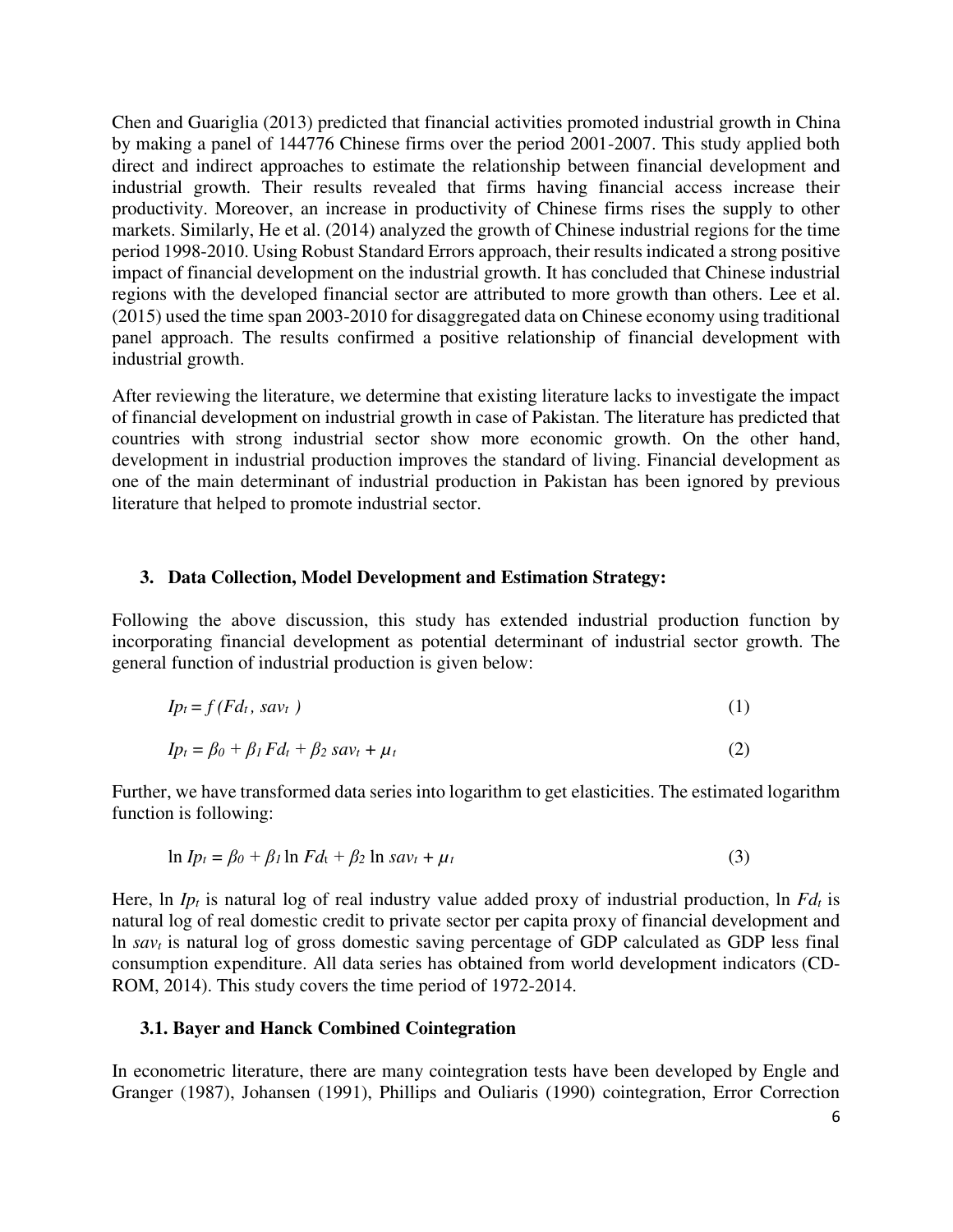Chen and Guariglia (2013) predicted that financial activities promoted industrial growth in China by making a panel of 144776 Chinese firms over the period 2001-2007. This study applied both direct and indirect approaches to estimate the relationship between financial development and industrial growth. Their results revealed that firms having financial access increase their productivity. Moreover, an increase in productivity of Chinese firms rises the supply to other markets. Similarly, He et al. (2014) analyzed the growth of Chinese industrial regions for the time period 1998-2010. Using Robust Standard Errors approach, their results indicated a strong positive impact of financial development on the industrial growth. It has concluded that Chinese industrial regions with the developed financial sector are attributed to more growth than others. Lee et al. (2015) used the time span 2003-2010 for disaggregated data on Chinese economy using traditional panel approach. The results confirmed a positive relationship of financial development with industrial growth.

After reviewing the literature, we determine that existing literature lacks to investigate the impact of financial development on industrial growth in case of Pakistan. The literature has predicted that countries with strong industrial sector show more economic growth. On the other hand, development in industrial production improves the standard of living. Financial development as one of the main determinant of industrial production in Pakistan has been ignored by previous literature that helped to promote industrial sector.

## 3. Data Collection, Model Development and Estimation Strategy:

Following the above discussion, this study has extended industrial production function by incorporating financial development as potential determinant of industrial sector growth. The general function of industrial production is given below:

$$Ip_t = f\,(Fd_t\,,\ sav_t\ ) \tag{1}$$

$$Ip_t = \beta_0 + \beta_1\, Fd_t + \beta_2\, sav_t + \mu_t \tag{2}$$

Further, we have transformed data series into logarithm to get elasticities. The estimated logarithm function is following:

$$\ln Ip_t = \beta_0 + \beta_1 \ln Fd_t + \beta_2 \ln sav_t + \mu_t \tag{3}$$

Here, $\ln Ip_t$ is natural log of real industry value added proxy of industrial production, $\ln Fd_t$ is natural log of real domestic credit to private sector per capita proxy of financial development and $\ln sav_t$ is natural log of gross domestic saving percentage of GDP calculated as GDP less final consumption expenditure. All data series has obtained from world development indicators (CD-ROM, 2014). This study covers the time period of 1972-2014.

### 3.1. Bayer and Hanck Combined Cointegration

In econometric literature, there are many cointegration tests have been developed by Engle and Granger (1987), Johansen (1991), Phillips and Ouliaris (1990) cointegration, Error Correction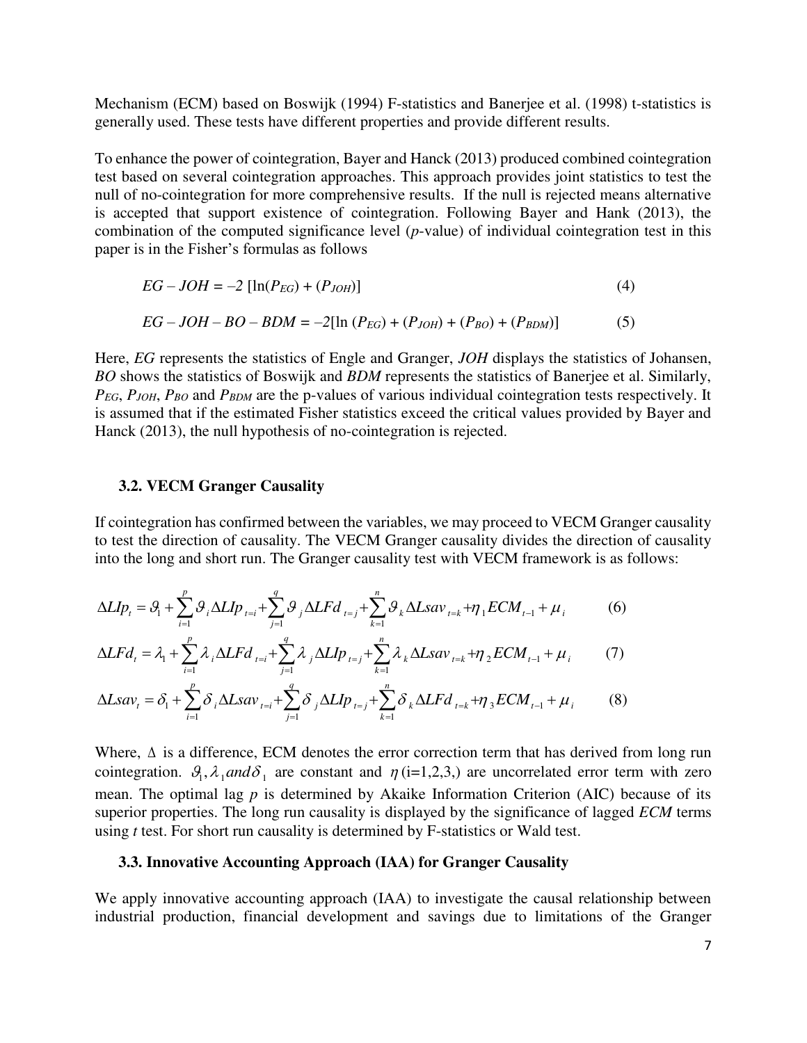Mechanism (ECM) based on Boswijk (1994) F-statistics and Banerjee et al. (1998) t-statistics is generally used. These tests have different properties and provide different results.

To enhance the power of cointegration, Bayer and Hanck (2013) produced combined cointegration test based on several cointegration approaches. This approach provides joint statistics to test the null of no-cointegration for more comprehensive results. If the null is rejected means alternative is accepted that support existence of cointegration. Following Bayer and Hank (2013), the combination of the computed significance level (*p*-value) of individual cointegration test in this paper is in the Fisher's formulas as follows

$$EG - JOH = -2\ [\ln(P_{EG}) + (P_{JOH})] \tag{4}$$

$$EG - JOH - BO - BDM = -2[\ln(P_{EG}) + (P_{JOH}) + (P_{BO}) + (P_{BDM})] \tag{5}$$

Here, *EG* represents the statistics of Engle and Granger, *JOH* displays the statistics of Johansen, *BO* shows the statistics of Boswijk and *BDM* represents the statistics of Banerjee et al. Similarly, $P_{EG}$, $P_{JOH}$, $P_{BO}$ and $P_{BDM}$ are the p-values of various individual cointegration tests respectively. It is assumed that if the estimated Fisher statistics exceed the critical values provided by Bayer and Hanck (2013), the null hypothesis of no-cointegration is rejected.

### 3.2. VECM Granger Causality

If cointegration has confirmed between the variables, we may proceed to VECM Granger causality to test the direction of causality. The VECM Granger causality divides the direction of causality into the long and short run. The Granger causality test with VECM framework is as follows:

$$\Delta LIp_t = \vartheta_1 + \sum_{i=1}^{p} \vartheta_i \Delta LIp_{t=i} + \sum_{j=1}^{q} \vartheta_j \Delta LFd_{t=j} + \sum_{k=1}^{n} \vartheta_k \Delta Lsav_{t=k} + \eta_1 ECM_{t-1} + \mu_i \tag{6}$$

$$\Delta LFd_t = \lambda_1 + \sum_{i=1}^{p} \lambda_i \Delta LFd_{t=i} + \sum_{j=1}^{q} \lambda_j \Delta LIp_{t=j} + \sum_{k=1}^{n} \lambda_k \Delta Lsav_{t=k} + \eta_2 ECM_{t-1} + \mu_i \tag{7}$$

$$\Delta Lsav_t = \delta_1 + \sum_{i=1}^{p} \delta_i \Delta Lsav_{t=i} + \sum_{j=1}^{q} \delta_j \Delta LIp_{t=j} + \sum_{k=1}^{n} \delta_k \Delta LFd_{t=k} + \eta_3 ECM_{t-1} + \mu_i \tag{8}$$

Where, $\Delta$ is a difference, ECM denotes the error correction term that has derived from long run cointegration. $\vartheta_1, \lambda_1 and \delta_1$ are constant and $\eta$ (i=1,2,3,) are uncorrelated error term with zero mean. The optimal lag *p* is determined by Akaike Information Criterion (AIC) because of its superior properties. The long run causality is displayed by the significance of lagged *ECM* terms using *t* test. For short run causality is determined by F-statistics or Wald test.

### 3.3. Innovative Accounting Approach (IAA) for Granger Causality

We apply innovative accounting approach (IAA) to investigate the causal relationship between industrial production, financial development and savings due to limitations of the Granger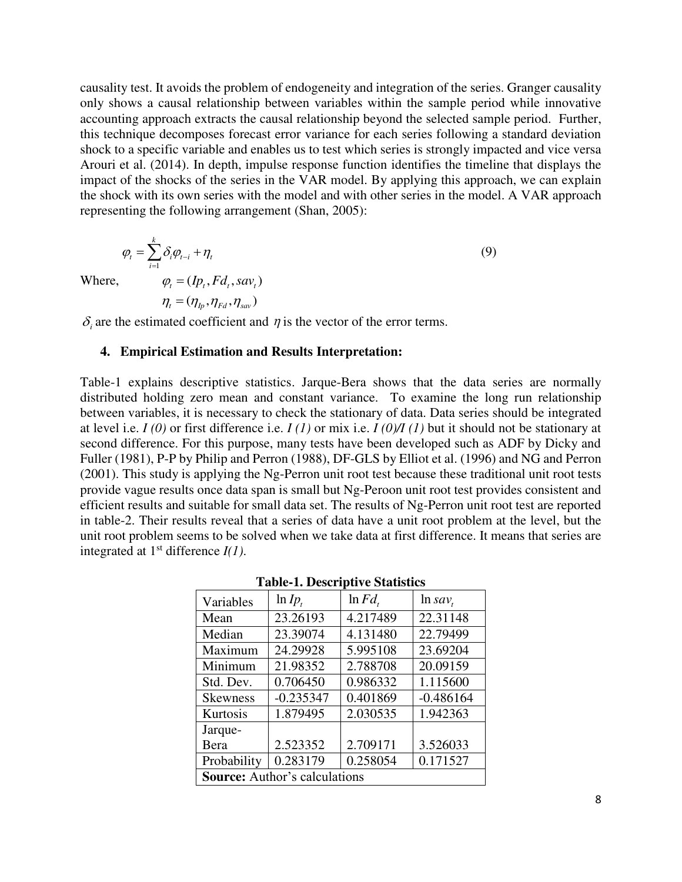causality test. It avoids the problem of endogeneity and integration of the series. Granger causality only shows a causal relationship between variables within the sample period while innovative accounting approach extracts the causal relationship beyond the selected sample period. Further, this technique decomposes forecast error variance for each series following a standard deviation shock to a specific variable and enables us to test which series is strongly impacted and vice versa Arouri et al. (2014). In depth, impulse response function identifies the timeline that displays the impact of the shocks of the series in the VAR model. By applying this approach, we can explain the shock with its own series with the model and with other series in the model. A VAR approach representing the following arrangement (Shan, 2005):

$$\varphi_t = \sum_{i=1}^{k} \delta_i \varphi_{t-i} + \eta_t \tag{9}$$

Where, $\varphi_t = (Ip_t, Fd_t, sav_t)$

$\eta_t = (\eta_{Ip}, \eta_{Fd}, \eta_{sav})$

$\delta_i$ are the estimated coefficient and $\eta$ is the vector of the error terms.

## 4. Empirical Estimation and Results Interpretation:

Table-1 explains descriptive statistics. Jarque-Bera shows that the data series are normally distributed holding zero mean and constant variance. To examine the long run relationship between variables, it is necessary to check the stationary of data. Data series should be integrated at level i.e. *I (0)* or first difference i.e. *I (1)* or mix i.e. *I (0)/I (1)* but it should not be stationary at second difference. For this purpose, many tests have been developed such as ADF by Dicky and Fuller (1981), P-P by Philip and Perron (1988), DF-GLS by Elliot et al. (1996) and NG and Perron (2001). This study is applying the Ng-Perron unit root test because these traditional unit root tests provide vague results once data span is small but Ng-Peroon unit root test provides consistent and efficient results and suitable for small data set. The results of Ng-Perron unit root test are reported in table-2. Their results reveal that a series of data have a unit root problem at the level, but the unit root problem seems to be solved when we take data at first difference. It means that series are integrated at 1st difference *I(1)*.

**Table-1. Descriptive Statistics**

| Variables | $\ln Ip_t$ | $\ln Fd_t$ | $\ln sav_t$ |
|---|---|---|---|
| Mean | 23.26193 | 4.217489 | 22.31148 |
| Median | 23.39074 | 4.131480 | 22.79499 |
| Maximum | 24.29928 | 5.995108 | 23.69204 |
| Minimum | 21.98352 | 2.788708 | 20.09159 |
| Std. Dev. | 0.706450 | 0.986332 | 1.115600 |
| Skewness | -0.235347 | 0.401869 | -0.486164 |
| Kurtosis | 1.879495 | 2.030535 | 1.942363 |
| Jarque-Bera | 2.523352 | 2.709171 | 3.526033 |
| Probability | 0.283179 | 0.258054 | 0.171527 |
| **Source:** Author's calculations | | | |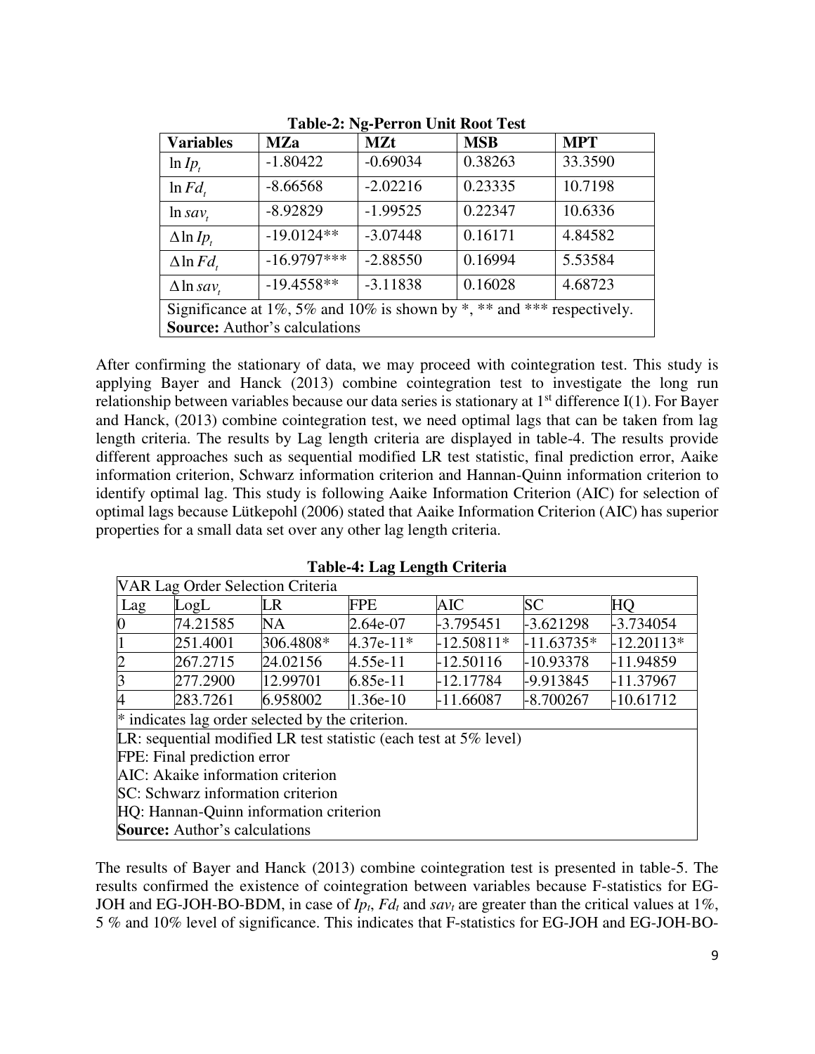**Table-2: Ng-Perron Unit Root Test**

| Variables | MZa | MZt | MSB | MPT |
|---|---|---|---|---|
| $\ln Ip_t$ | -1.80422 | -0.69034 | 0.38263 | 33.3590 |
| $\ln Fd_t$ | -8.66568 | -2.02216 | 0.23335 | 10.7198 |
| $\ln sav_t$ | -8.92829 | -1.99525 | 0.22347 | 10.6336 |
| $\Delta \ln Ip_t$ | -19.0124** | -3.07448 | 0.16171 | 4.84582 |
| $\Delta \ln Fd_t$ | -16.9797*** | -2.88550 | 0.16994 | 5.53584 |
| $\Delta \ln sav_t$ | -19.4558** | -3.11838 | 0.16028 | 4.68723 |
| Significance at 1%, 5% and 10% is shown by *, ** and *** respectively. | | | | |
| **Source:** Author's calculations | | | | |

After confirming the stationary of data, we may proceed with cointegration test. This study is applying Bayer and Hanck (2013) combine cointegration test to investigate the long run relationship between variables because our data series is stationary at 1st difference I(1). For Bayer and Hanck, (2013) combine cointegration test, we need optimal lags that can be taken from lag length criteria. The results by Lag length criteria are displayed in table-4. The results provide different approaches such as sequential modified LR test statistic, final prediction error, Aaike information criterion, Schwarz information criterion and Hannan-Quinn information criterion to identify optimal lag. This study is following Aaike Information Criterion (AIC) for selection of optimal lags because Lütkepohl (2006) stated that Aaike Information Criterion (AIC) has superior properties for a small data set over any other lag length criteria.

**Table-4: Lag Length Criteria**

| VAR Lag Order Selection Criteria | | | | | | |
|---|---|---|---|---|---|---|
| Lag | LogL | LR | FPE | AIC | SC | HQ |
| 0 | 74.21585 | NA | 2.64e-07 | -3.795451 | -3.621298 | -3.734054 |
| 1 | 251.4001 | 306.4808* | 4.37e-11* | -12.50811* | -11.63735* | -12.20113* |
| 2 | 267.2715 | 24.02156 | 4.55e-11 | -12.50116 | -10.93378 | -11.94859 |
| 3 | 277.2900 | 12.99701 | 6.85e-11 | -12.17784 | -9.913845 | -11.37967 |
| 4 | 283.7261 | 6.958002 | 1.36e-10 | -11.66087 | -8.700267 | -10.61712 |
| * indicates lag order selected by the criterion. | | | | | | |
| LR: sequential modified LR test statistic (each test at 5% level) | | | | | | |
| FPE: Final prediction error | | | | | | |
| AIC: Akaike information criterion | | | | | | |
| SC: Schwarz information criterion | | | | | | |
| HQ: Hannan-Quinn information criterion | | | | | | |
| **Source:** Author's calculations | | | | | | |

The results of Bayer and Hanck (2013) combine cointegration test is presented in table-5. The results confirmed the existence of cointegration between variables because F-statistics for EG-JOH and EG-JOH-BO-BDM, in case of $Ip_t$, $Fd_t$ and $sav_t$ are greater than the critical values at 1%, 5 % and 10% level of significance. This indicates that F-statistics for EG-JOH and EG-JOH-BO-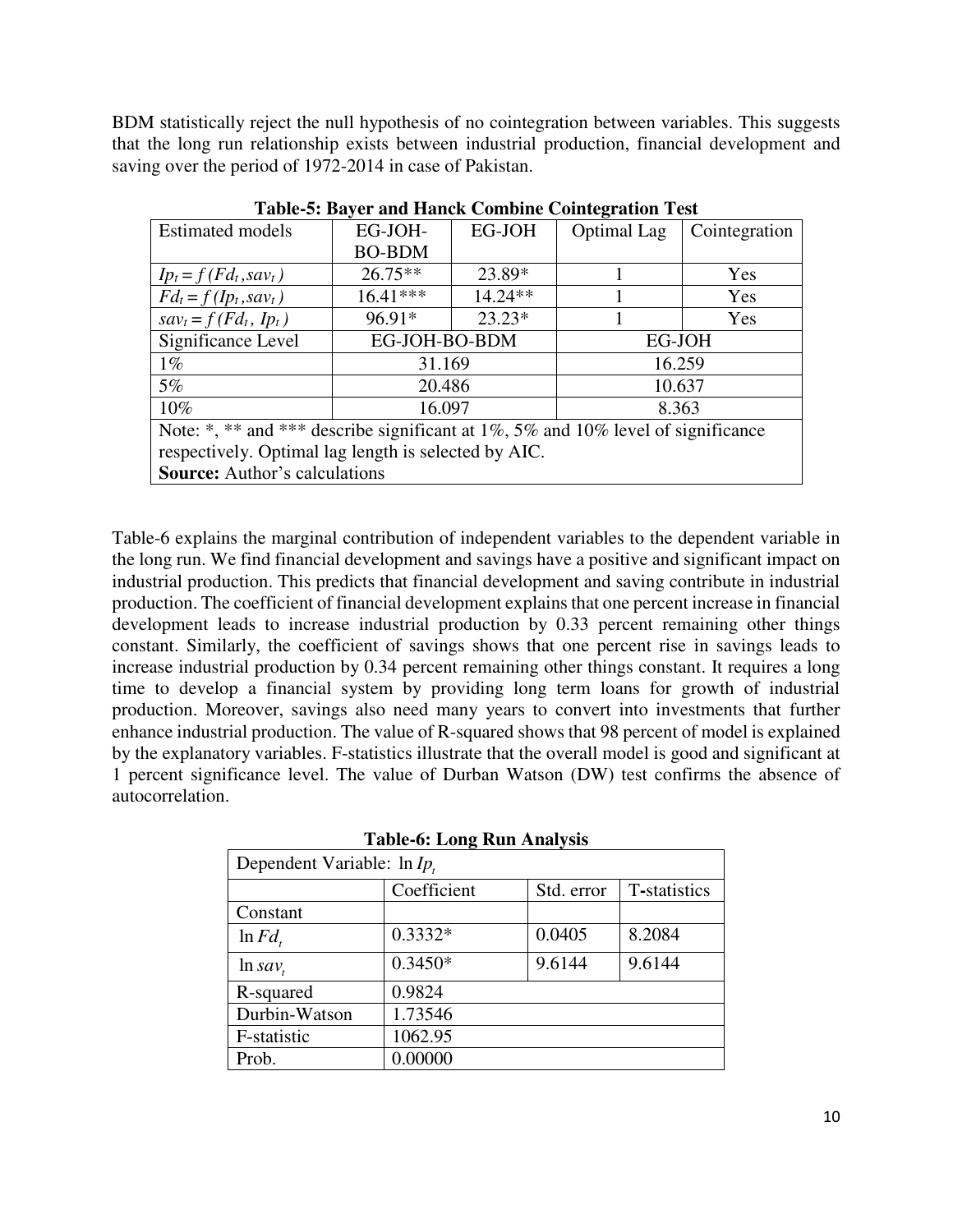BDM statistically reject the null hypothesis of no cointegration between variables. This suggests that the long run relationship exists between industrial production, financial development and saving over the period of 1972-2014 in case of Pakistan.

**Table-5: Bayer and Hanck Combine Cointegration Test**

| Estimated models | EG-JOH-BO-BDM | EG-JOH | Optimal Lag | Cointegration |
|---|---|---|---|---|
| $Ip_t = f(Fd_t, sav_t)$ | 26.75** | 23.89* | 1 | Yes |
| $Fd_t = f(Ip_t, sav_t)$ | 16.41*** | 14.24** | 1 | Yes |
| $sav_t = f(Fd_t, Ip_t)$ | 96.91* | 23.23* | 1 | Yes |
| Significance Level | EG-JOH-BO-BDM | | EG-JOH | |
| 1% | 31.169 | | 16.259 | |
| 5% | 20.486 | | 10.637 | |
| 10% | 16.097 | | 8.363 | |

Note: *, ** and *** describe significant at 1%, 5% and 10% level of significance respectively. Optimal lag length is selected by AIC.
**Source:** Author's calculations

Table-6 explains the marginal contribution of independent variables to the dependent variable in the long run. We find financial development and savings have a positive and significant impact on industrial production. This predicts that financial development and saving contribute in industrial production. The coefficient of financial development explains that one percent increase in financial development leads to increase industrial production by 0.33 percent remaining other things constant. Similarly, the coefficient of savings shows that one percent rise in savings leads to increase industrial production by 0.34 percent remaining other things constant. It requires a long time to develop a financial system by providing long term loans for growth of industrial production. Moreover, savings also need many years to convert into investments that further enhance industrial production. The value of R-squared shows that 98 percent of model is explained by the explanatory variables. F-statistics illustrate that the overall model is good and significant at 1 percent significance level. The value of Durban Watson (DW) test confirms the absence of autocorrelation.

**Table-6: Long Run Analysis**

| Dependent Variable: $\ln Ip_t$ | | | |
|---|---|---|---|
| | Coefficient | Std. error | T-statistics |
| Constant | | | |
| $\ln Fd_t$ | 0.3332* | 0.0405 | 8.2084 |
| $\ln sav_t$ | 0.3450* | 9.6144 | 9.6144 |
| R-squared | 0.9824 | | |
| Durbin-Watson | 1.73546 | | |
| F-statistic | 1062.95 | | |
| Prob. | 0.00000 | | |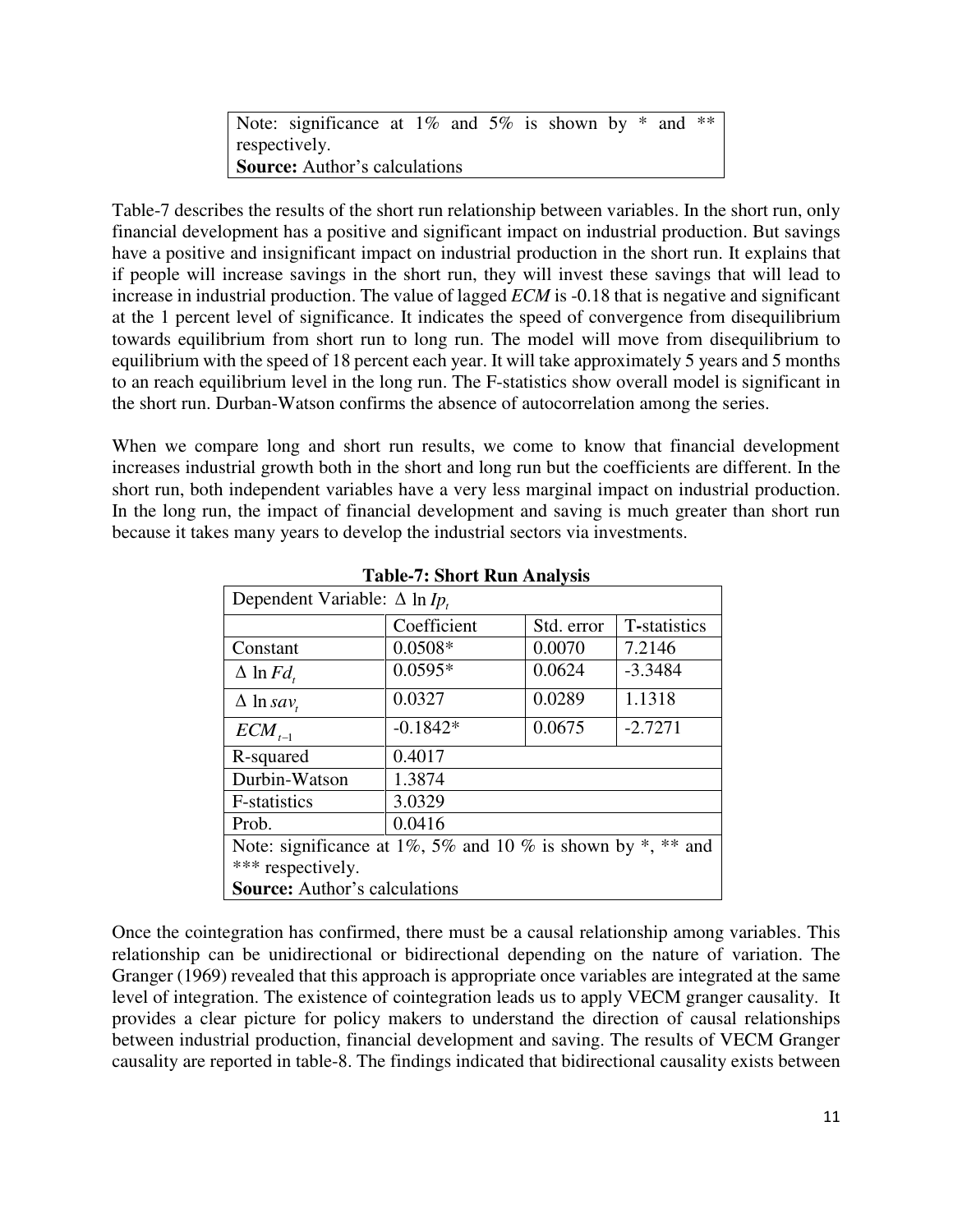Note: significance at 1% and 5% is shown by * and ** respectively.
**Source:** Author's calculations

Table-7 describes the results of the short run relationship between variables. In the short run, only financial development has a positive and significant impact on industrial production. But savings have a positive and insignificant impact on industrial production in the short run. It explains that if people will increase savings in the short run, they will invest these savings that will lead to increase in industrial production. The value of lagged *ECM* is -0.18 that is negative and significant at the 1 percent level of significance. It indicates the speed of convergence from disequilibrium towards equilibrium from short run to long run. The model will move from disequilibrium to equilibrium with the speed of 18 percent each year. It will take approximately 5 years and 5 months to an reach equilibrium level in the long run. The F-statistics show overall model is significant in the short run. Durban-Watson confirms the absence of autocorrelation among the series.

When we compare long and short run results, we come to know that financial development increases industrial growth both in the short and long run but the coefficients are different. In the short run, both independent variables have a very less marginal impact on industrial production. In the long run, the impact of financial development and saving is much greater than short run because it takes many years to develop the industrial sectors via investments.

**Table-7: Short Run Analysis**

| Dependent Variable: $\Delta \ln Ip_t$ | | | |
|---|---|---|---|
| | Coefficient | Std. error | T-statistics |
| Constant | 0.0508* | 0.0070 | 7.2146 |
| $\Delta \ln Fd_t$ | 0.0595* | 0.0624 | -3.3484 |
| $\Delta \ln sav_t$ | 0.0327 | 0.0289 | 1.1318 |
| $ECM_{t-1}$ | -0.1842* | 0.0675 | -2.7271 |
| R-squared | 0.4017 | | |
| Durbin-Watson | 1.3874 | | |
| F-statistics | 3.0329 | | |
| Prob. | 0.0416 | | |

Note: significance at 1%, 5% and 10 % is shown by *, ** and *** respectively.
**Source:** Author's calculations

Once the cointegration has confirmed, there must be a causal relationship among variables. This relationship can be unidirectional or bidirectional depending on the nature of variation. The Granger (1969) revealed that this approach is appropriate once variables are integrated at the same level of integration. The existence of cointegration leads us to apply VECM granger causality. It provides a clear picture for policy makers to understand the direction of causal relationships between industrial production, financial development and saving. The results of VECM Granger causality are reported in table-8. The findings indicated that bidirectional causality exists between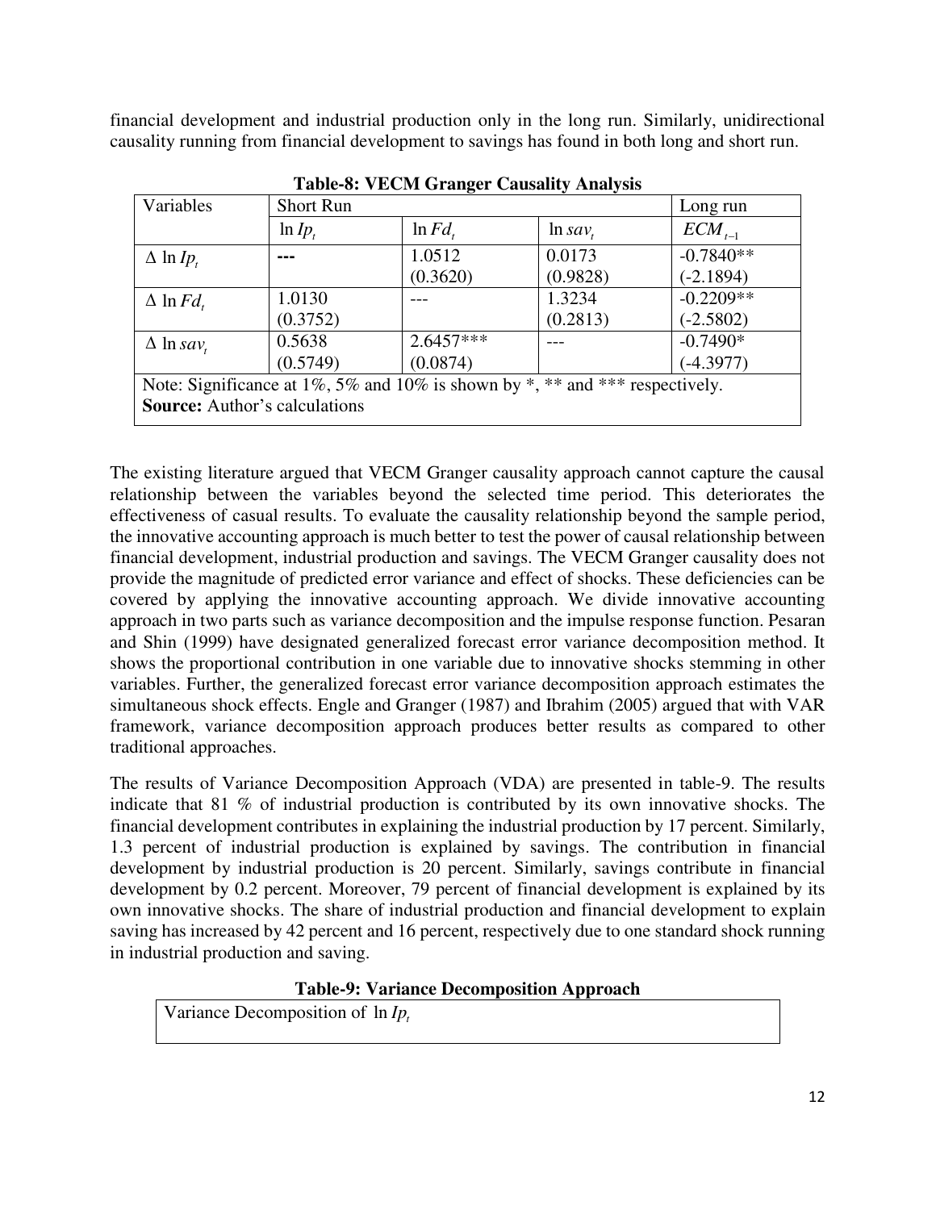financial development and industrial production only in the long run. Similarly, unidirectional causality running from financial development to savings has found in both long and short run.

**Table-8: VECM Granger Causality Analysis**

| Variables | Short Run | | | Long run |
|---|---|---|---|---|
| | $\ln Ip_t$ | $\ln Fd_t$ | $\ln sav_t$ | $ECM_{t-1}$ |
| $\Delta \ln Ip_t$ | --- | 1.0512 (0.3620) | 0.0173 (0.9828) | -0.7840** (-2.1894) |
| $\Delta \ln Fd_t$ | 1.0130 (0.3752) | --- | 1.3234 (0.2813) | -0.2209** (-2.5802) |
| $\Delta \ln sav_t$ | 0.5638 (0.5749) | 2.6457*** (0.0874) | --- | -0.7490* (-4.3977) |
| Note: Significance at 1%, 5% and 10% is shown by *, ** and *** respectively. **Source:** Author's calculations | | | | |

The existing literature argued that VECM Granger causality approach cannot capture the causal relationship between the variables beyond the selected time period. This deteriorates the effectiveness of casual results. To evaluate the causality relationship beyond the sample period, the innovative accounting approach is much better to test the power of causal relationship between financial development, industrial production and savings. The VECM Granger causality does not provide the magnitude of predicted error variance and effect of shocks. These deficiencies can be covered by applying the innovative accounting approach. We divide innovative accounting approach in two parts such as variance decomposition and the impulse response function. Pesaran and Shin (1999) have designated generalized forecast error variance decomposition method. It shows the proportional contribution in one variable due to innovative shocks stemming in other variables. Further, the generalized forecast error variance decomposition approach estimates the simultaneous shock effects. Engle and Granger (1987) and Ibrahim (2005) argued that with VAR framework, variance decomposition approach produces better results as compared to other traditional approaches.

The results of Variance Decomposition Approach (VDA) are presented in table-9. The results indicate that 81 % of industrial production is contributed by its own innovative shocks. The financial development contributes in explaining the industrial production by 17 percent. Similarly, 1.3 percent of industrial production is explained by savings. The contribution in financial development by industrial production is 20 percent. Similarly, savings contribute in financial development by 0.2 percent. Moreover, 79 percent of financial development is explained by its own innovative shocks. The share of industrial production and financial development to explain saving has increased by 42 percent and 16 percent, respectively due to one standard shock running in industrial production and saving.

**Table-9: Variance Decomposition Approach**

| Variance Decomposition of $\ln Ip_t$ |
|---|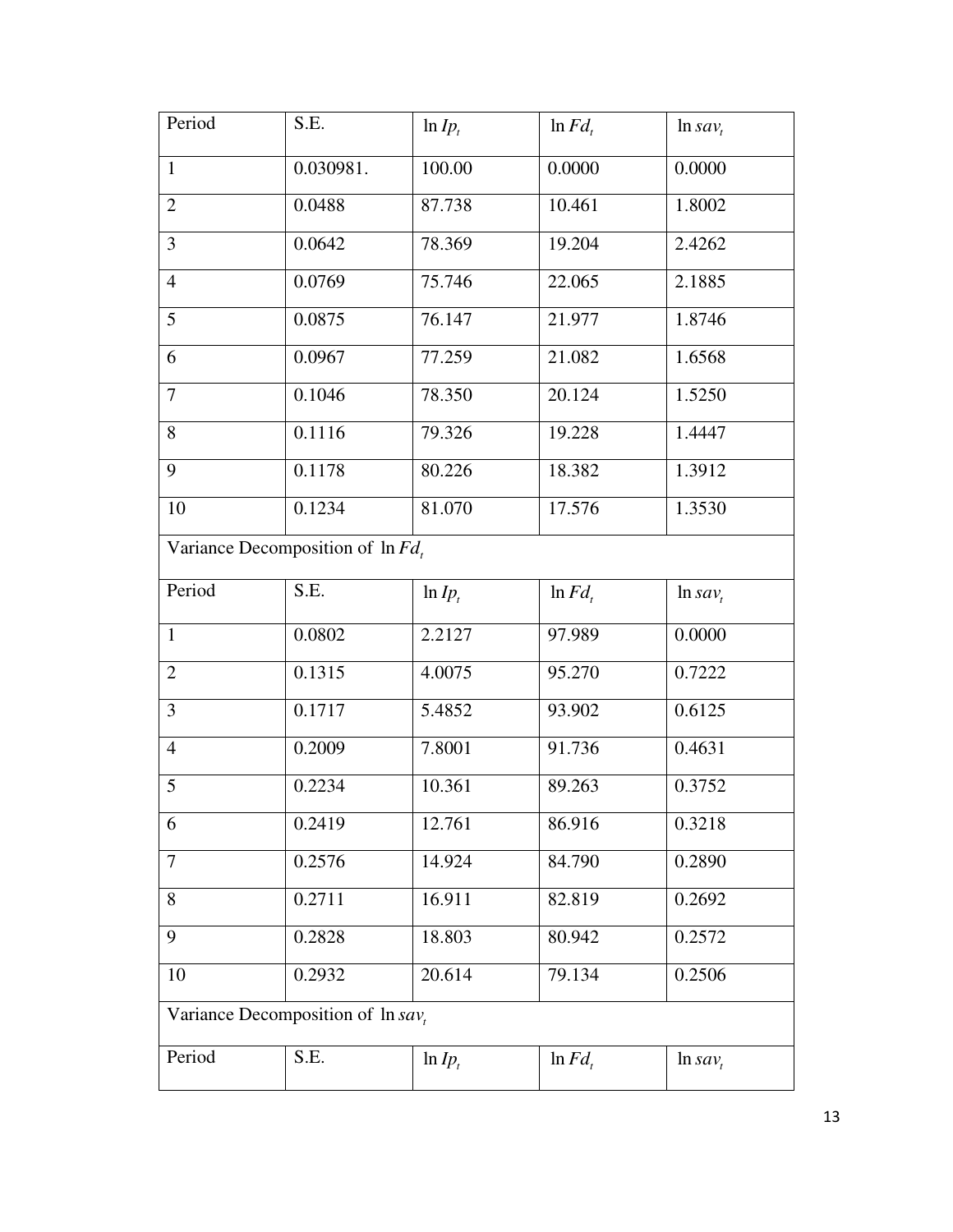| Period | S.E. | $\ln Ip_t$ | $\ln Fd_t$ | $\ln sav_t$ |
|---|---|---|---|---|
| 1 | 0.030981. | 100.00 | 0.0000 | 0.0000 |
| 2 | 0.0488 | 87.738 | 10.461 | 1.8002 |
| 3 | 0.0642 | 78.369 | 19.204 | 2.4262 |
| 4 | 0.0769 | 75.746 | 22.065 | 2.1885 |
| 5 | 0.0875 | 76.147 | 21.977 | 1.8746 |
| 6 | 0.0967 | 77.259 | 21.082 | 1.6568 |
| 7 | 0.1046 | 78.350 | 20.124 | 1.5250 |
| 8 | 0.1116 | 79.326 | 19.228 | 1.4447 |
| 9 | 0.1178 | 80.226 | 18.382 | 1.3912 |
| 10 | 0.1234 | 81.070 | 17.576 | 1.3530 |
| Variance Decomposition of $\ln Fd_t$ | | | | |
| Period | S.E. | $\ln Ip_t$ | $\ln Fd_t$ | $\ln sav_t$ |
| 1 | 0.0802 | 2.2127 | 97.989 | 0.0000 |
| 2 | 0.1315 | 4.0075 | 95.270 | 0.7222 |
| 3 | 0.1717 | 5.4852 | 93.902 | 0.6125 |
| 4 | 0.2009 | 7.8001 | 91.736 | 0.4631 |
| 5 | 0.2234 | 10.361 | 89.263 | 0.3752 |
| 6 | 0.2419 | 12.761 | 86.916 | 0.3218 |
| 7 | 0.2576 | 14.924 | 84.790 | 0.2890 |
| 8 | 0.2711 | 16.911 | 82.819 | 0.2692 |
| 9 | 0.2828 | 18.803 | 80.942 | 0.2572 |
| 10 | 0.2932 | 20.614 | 79.134 | 0.2506 |
| Variance Decomposition of $\ln sav_t$ | | | | |
| Period | S.E. | $\ln Ip_t$ | $\ln Fd_t$ | $\ln sav_t$ |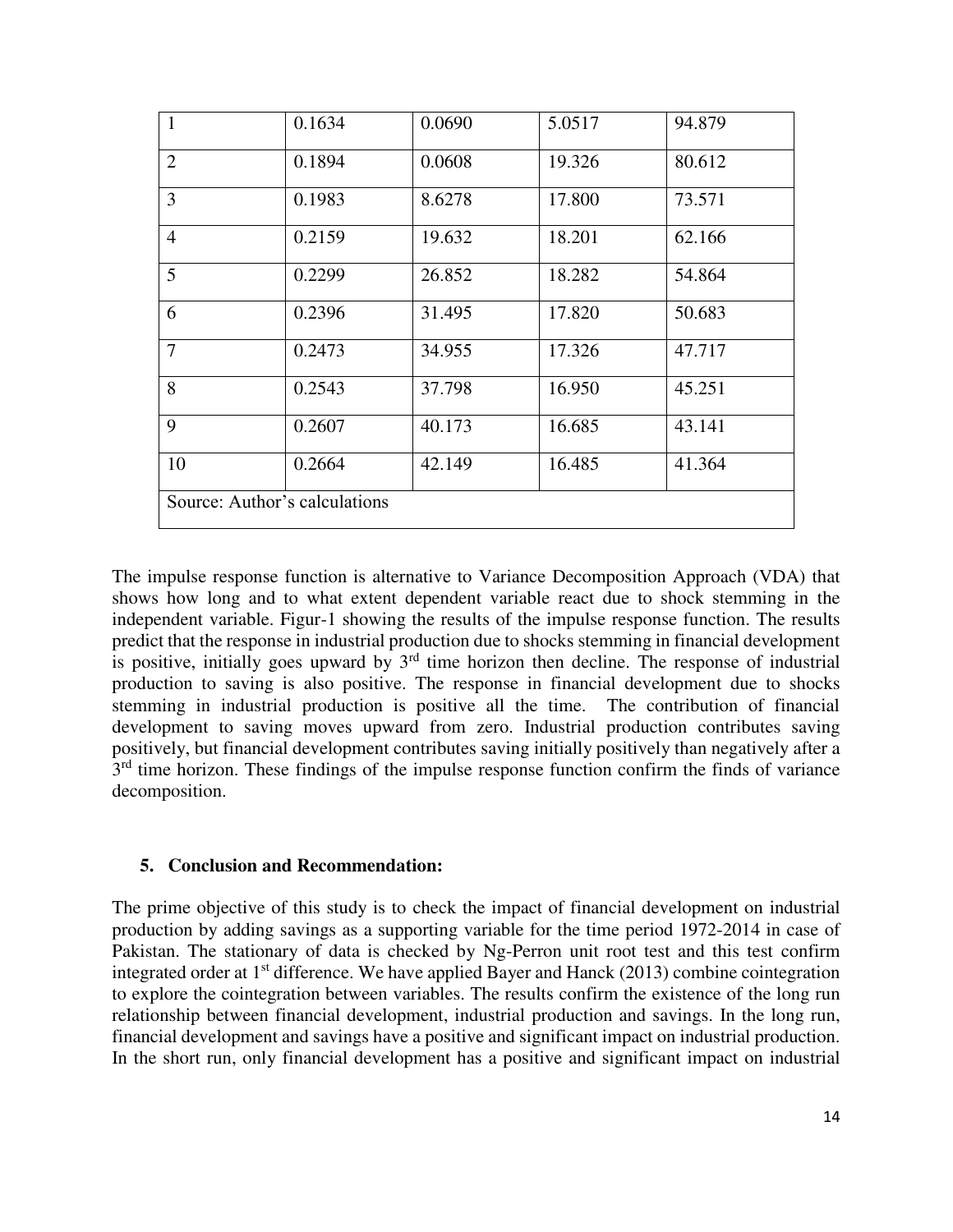| | | | | |
|---|---|---|---|---|
| 1 | 0.1634 | 0.0690 | 5.0517 | 94.879 |
| 2 | 0.1894 | 0.0608 | 19.326 | 80.612 |
| 3 | 0.1983 | 8.6278 | 17.800 | 73.571 |
| 4 | 0.2159 | 19.632 | 18.201 | 62.166 |
| 5 | 0.2299 | 26.852 | 18.282 | 54.864 |
| 6 | 0.2396 | 31.495 | 17.820 | 50.683 |
| 7 | 0.2473 | 34.955 | 17.326 | 47.717 |
| 8 | 0.2543 | 37.798 | 16.950 | 45.251 |
| 9 | 0.2607 | 40.173 | 16.685 | 43.141 |
| 10 | 0.2664 | 42.149 | 16.485 | 41.364 |
| Source: Author's calculations | | | | |

The impulse response function is alternative to Variance Decomposition Approach (VDA) that shows how long and to what extent dependent variable react due to shock stemming in the independent variable. Figur-1 showing the results of the impulse response function. The results predict that the response in industrial production due to shocks stemming in financial development is positive, initially goes upward by 3rd time horizon then decline. The response of industrial production to saving is also positive. The response in financial development due to shocks stemming in industrial production is positive all the time. The contribution of financial development to saving moves upward from zero. Industrial production contributes saving positively, but financial development contributes saving initially positively than negatively after a 3rd time horizon. These findings of the impulse response function confirm the finds of variance decomposition.

## 5. Conclusion and Recommendation:

The prime objective of this study is to check the impact of financial development on industrial production by adding savings as a supporting variable for the time period 1972-2014 in case of Pakistan. The stationary of data is checked by Ng-Perron unit root test and this test confirm integrated order at 1st difference. We have applied Bayer and Hanck (2013) combine cointegration to explore the cointegration between variables. The results confirm the existence of the long run relationship between financial development, industrial production and savings. In the long run, financial development and savings have a positive and significant impact on industrial production. In the short run, only financial development has a positive and significant impact on industrial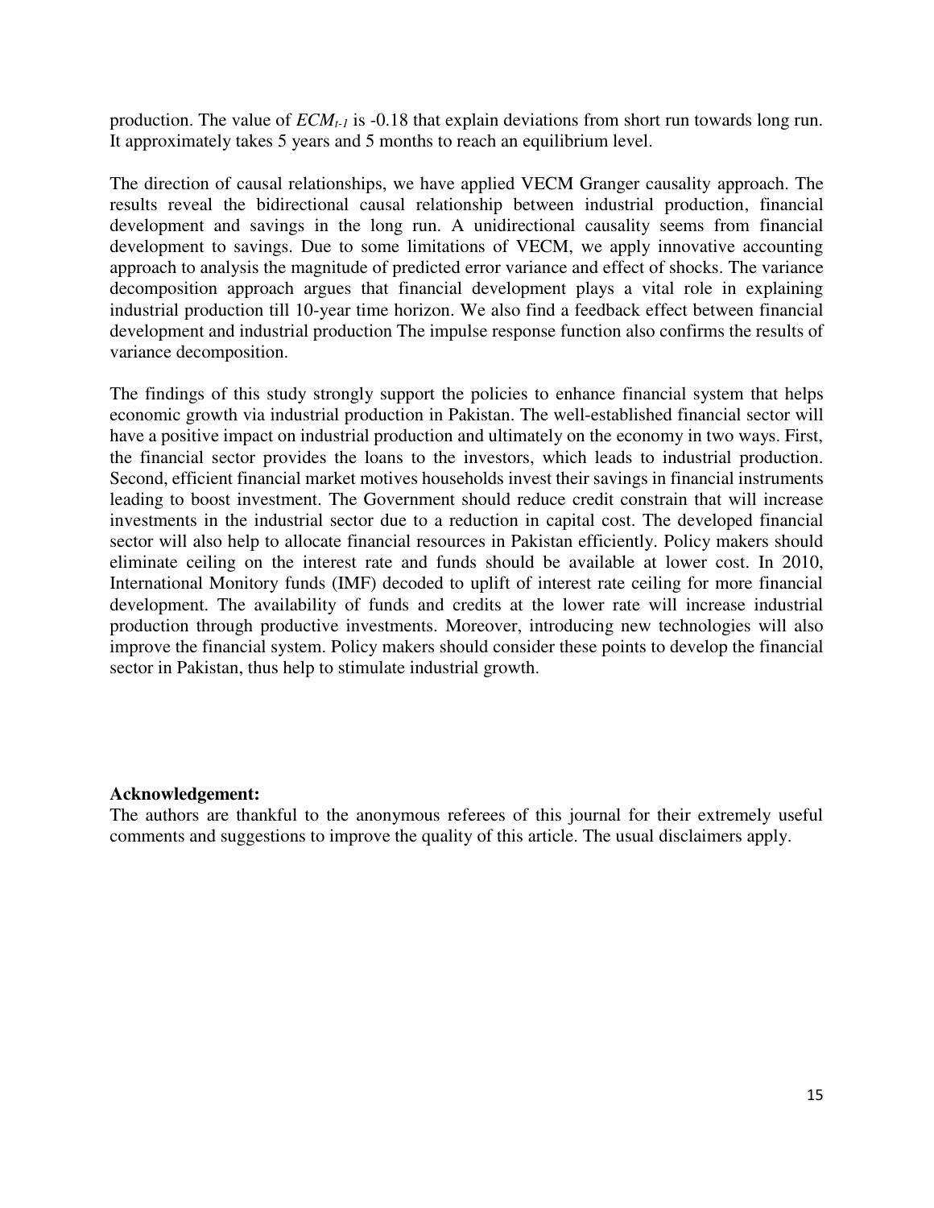production. The value of $ECM_{t-1}$ is -0.18 that explain deviations from short run towards long run. It approximately takes 5 years and 5 months to reach an equilibrium level.

The direction of causal relationships, we have applied VECM Granger causality approach. The results reveal the bidirectional causal relationship between industrial production, financial development and savings in the long run. A unidirectional causality seems from financial development to savings. Due to some limitations of VECM, we apply innovative accounting approach to analysis the magnitude of predicted error variance and effect of shocks. The variance decomposition approach argues that financial development plays a vital role in explaining industrial production till 10-year time horizon. We also find a feedback effect between financial development and industrial production The impulse response function also confirms the results of variance decomposition.

The findings of this study strongly support the policies to enhance financial system that helps economic growth via industrial production in Pakistan. The well-established financial sector will have a positive impact on industrial production and ultimately on the economy in two ways. First, the financial sector provides the loans to the investors, which leads to industrial production. Second, efficient financial market motives households invest their savings in financial instruments leading to boost investment. The Government should reduce credit constrain that will increase investments in the industrial sector due to a reduction in capital cost. The developed financial sector will also help to allocate financial resources in Pakistan efficiently. Policy makers should eliminate ceiling on the interest rate and funds should be available at lower cost. In 2010, International Monitory funds (IMF) decoded to uplift of interest rate ceiling for more financial development. The availability of funds and credits at the lower rate will increase industrial production through productive investments. Moreover, introducing new technologies will also improve the financial system. Policy makers should consider these points to develop the financial sector in Pakistan, thus help to stimulate industrial growth.

**Acknowledgement:**
The authors are thankful to the anonymous referees of this journal for their extremely useful comments and suggestions to improve the quality of this article. The usual disclaimers apply.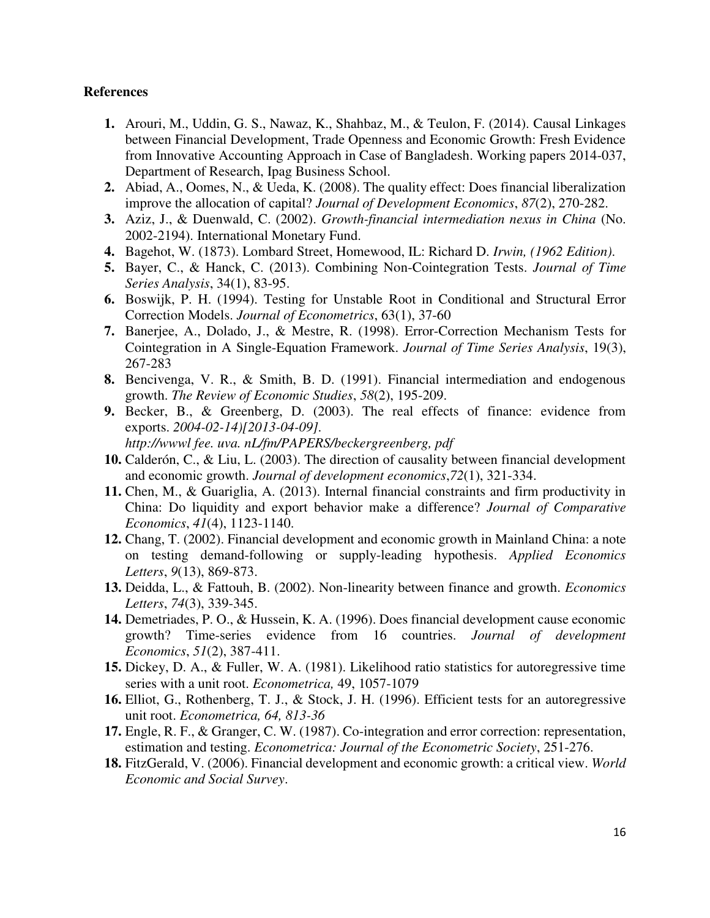**References**

1. Arouri, M., Uddin, G. S., Nawaz, K., Shahbaz, M., & Teulon, F. (2014). Causal Linkages between Financial Development, Trade Openness and Economic Growth: Fresh Evidence from Innovative Accounting Approach in Case of Bangladesh. Working papers 2014-037, Department of Research, Ipag Business School.
2. Abiad, A., Oomes, N., & Ueda, K. (2008). The quality effect: Does financial liberalization improve the allocation of capital? *Journal of Development Economics*, *87*(2), 270-282.
3. Aziz, J., & Duenwald, C. (2002). *Growth-financial intermediation nexus in China* (No. 2002-2194). International Monetary Fund.
4. Bagehot, W. (1873). Lombard Street, Homewood, IL: Richard D. *Irwin, (1962 Edition)*.
5. Bayer, C., & Hanck, C. (2013). Combining Non-Cointegration Tests. *Journal of Time Series Analysis*, 34(1), 83-95.
6. Boswijk, P. H. (1994). Testing for Unstable Root in Conditional and Structural Error Correction Models. *Journal of Econometrics*, 63(1), 37-60
7. Banerjee, A., Dolado, J., & Mestre, R. (1998). Error-Correction Mechanism Tests for Cointegration in A Single-Equation Framework. *Journal of Time Series Analysis*, 19(3), 267-283
8. Bencivenga, V. R., & Smith, B. D. (1991). Financial intermediation and endogenous growth. *The Review of Economic Studies*, *58*(2), 195-209.
9. Becker, B., & Greenberg, D. (2003). The real effects of finance: evidence from exports. *2004-02-14)[2013-04-09]. http://wwwl fee. uva. nL/fm/PAPERS/beckergreenberg, pdf*
10. Calderón, C., & Liu, L. (2003). The direction of causality between financial development and economic growth. *Journal of development economics*,*72*(1), 321-334.
11. Chen, M., & Guariglia, A. (2013). Internal financial constraints and firm productivity in China: Do liquidity and export behavior make a difference? *Journal of Comparative Economics*, *41*(4), 1123-1140.
12. Chang, T. (2002). Financial development and economic growth in Mainland China: a note on testing demand-following or supply-leading hypothesis. *Applied Economics Letters*, *9*(13), 869-873.
13. Deidda, L., & Fattouh, B. (2002). Non-linearity between finance and growth. *Economics Letters*, *74*(3), 339-345.
14. Demetriades, P. O., & Hussein, K. A. (1996). Does financial development cause economic growth? Time-series evidence from 16 countries. *Journal of development Economics*, *51*(2), 387-411.
15. Dickey, D. A., & Fuller, W. A. (1981). Likelihood ratio statistics for autoregressive time series with a unit root. *Econometrica,* 49, 1057-1079
16. Elliot, G., Rothenberg, T. J., & Stock, J. H. (1996). Efficient tests for an autoregressive unit root. *Econometrica, 64, 813-36*
17. Engle, R. F., & Granger, C. W. (1987). Co-integration and error correction: representation, estimation and testing. *Econometrica: Journal of the Econometric Society*, 251-276.
18. FitzGerald, V. (2006). Financial development and economic growth: a critical view. *World Economic and Social Survey*.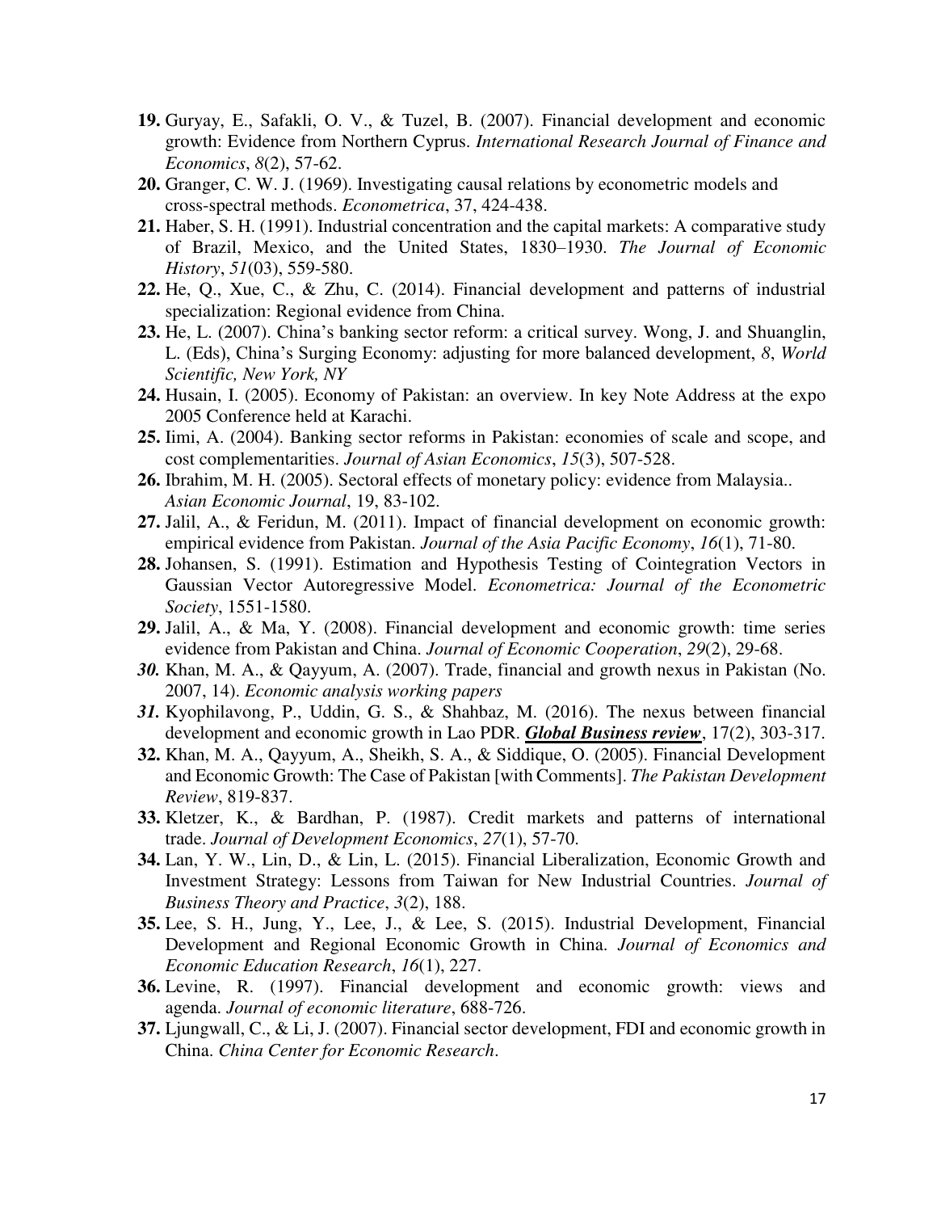19. Guryay, E., Safakli, O. V., & Tuzel, B. (2007). Financial development and economic growth: Evidence from Northern Cyprus. *International Research Journal of Finance and Economics*, *8*(2), 57-62.
20. Granger, C. W. J. (1969). Investigating causal relations by econometric models and cross-spectral methods. *Econometrica*, 37, 424-438.
21. Haber, S. H. (1991). Industrial concentration and the capital markets: A comparative study of Brazil, Mexico, and the United States, 1830–1930. *The Journal of Economic History*, *51*(03), 559-580.
22. He, Q., Xue, C., & Zhu, C. (2014). Financial development and patterns of industrial specialization: Regional evidence from China.
23. He, L. (2007). China's banking sector reform: a critical survey. Wong, J. and Shuanglin, L. (Eds), China's Surging Economy: adjusting for more balanced development, *8*, *World Scientific, New York, NY*
24. Husain, I. (2005). Economy of Pakistan: an overview. In key Note Address at the expo 2005 Conference held at Karachi.
25. Iimi, A. (2004). Banking sector reforms in Pakistan: economies of scale and scope, and cost complementarities. *Journal of Asian Economics*, *15*(3), 507-528.
26. Ibrahim, M. H. (2005). Sectoral effects of monetary policy: evidence from Malaysia.. *Asian Economic Journal*, 19, 83-102.
27. Jalil, A., & Feridun, M. (2011). Impact of financial development on economic growth: empirical evidence from Pakistan. *Journal of the Asia Pacific Economy*, *16*(1), 71-80.
28. Johansen, S. (1991). Estimation and Hypothesis Testing of Cointegration Vectors in Gaussian Vector Autoregressive Model. *Econometrica: Journal of the Econometric Society*, 1551-1580.
29. Jalil, A., & Ma, Y. (2008). Financial development and economic growth: time series evidence from Pakistan and China. *Journal of Economic Cooperation*, *29*(2), 29-68.
30. Khan, M. A., & Qayyum, A. (2007). Trade, financial and growth nexus in Pakistan (No. 2007, 14). *Economic analysis working papers*
31. Kyophilavong, P., Uddin, G. S., & Shahbaz, M. (2016). The nexus between financial development and economic growth in Lao PDR. ***Global Business review***, 17(2), 303-317.
32. Khan, M. A., Qayyum, A., Sheikh, S. A., & Siddique, O. (2005). Financial Development and Economic Growth: The Case of Pakistan [with Comments]. *The Pakistan Development Review*, 819-837.
33. Kletzer, K., & Bardhan, P. (1987). Credit markets and patterns of international trade. *Journal of Development Economics*, *27*(1), 57-70.
34. Lan, Y. W., Lin, D., & Lin, L. (2015). Financial Liberalization, Economic Growth and Investment Strategy: Lessons from Taiwan for New Industrial Countries. *Journal of Business Theory and Practice*, *3*(2), 188.
35. Lee, S. H., Jung, Y., Lee, J., & Lee, S. (2015). Industrial Development, Financial Development and Regional Economic Growth in China. *Journal of Economics and Economic Education Research*, *16*(1), 227.
36. Levine, R. (1997). Financial development and economic growth: views and agenda. *Journal of economic literature*, 688-726.
37. Ljungwall, C., & Li, J. (2007). Financial sector development, FDI and economic growth in China. *China Center for Economic Research*.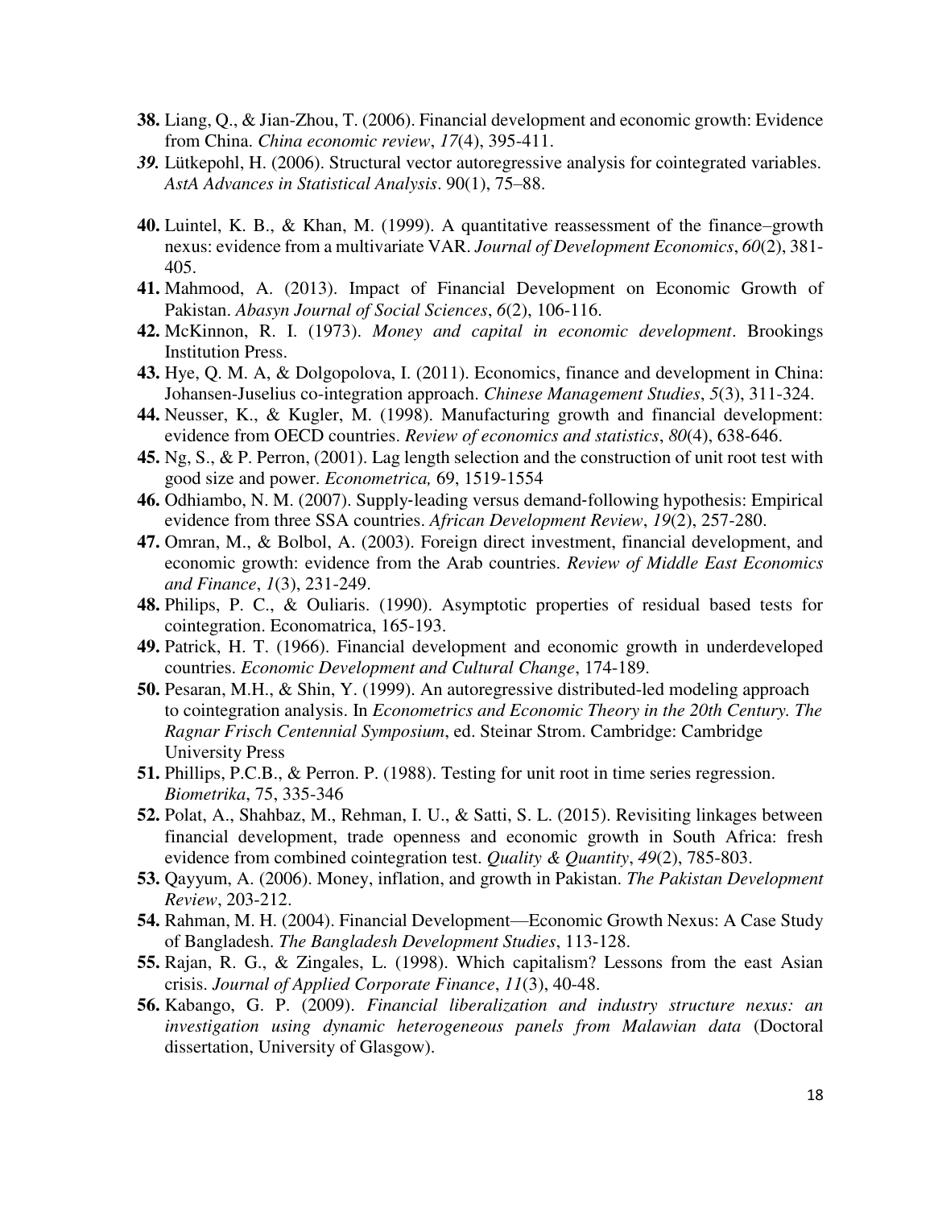**38.** Liang, Q., & Jian-Zhou, T. (2006). Financial development and economic growth: Evidence from China. *China economic review*, *17*(4), 395-411.

***39.*** Lütkepohl, H. (2006). Structural vector autoregressive analysis for cointegrated variables. *AstA Advances in Statistical Analysis*. 90(1), 75–88.

**40.** Luintel, K. B., & Khan, M. (1999). A quantitative reassessment of the finance–growth nexus: evidence from a multivariate VAR. *Journal of Development Economics*, *60*(2), 381-405.

**41.** Mahmood, A. (2013). Impact of Financial Development on Economic Growth of Pakistan. *Abasyn Journal of Social Sciences*, *6*(2), 106-116.

**42.** McKinnon, R. I. (1973). *Money and capital in economic development*. Brookings Institution Press.

**43.** Hye, Q. M. A, & Dolgopolova, I. (2011). Economics, finance and development in China: Johansen-Juselius co-integration approach. *Chinese Management Studies*, *5*(3), 311-324.

**44.** Neusser, K., & Kugler, M. (1998). Manufacturing growth and financial development: evidence from OECD countries. *Review of economics and statistics*, *80*(4), 638-646.

**45.** Ng, S., & P. Perron, (2001). Lag length selection and the construction of unit root test with good size and power. *Econometrica,* 69, 1519-1554

**46.** Odhiambo, N. M. (2007). Supply‐leading versus demand‐following hypothesis: Empirical evidence from three SSA countries. *African Development Review*, *19*(2), 257-280.

**47.** Omran, M., & Bolbol, A. (2003). Foreign direct investment, financial development, and economic growth: evidence from the Arab countries. *Review of Middle East Economics and Finance*, *1*(3), 231-249.

**48.** Philips, P. C., & Ouliaris. (1990). Asymptotic properties of residual based tests for cointegration. Economatrica, 165-193.

**49.** Patrick, H. T. (1966). Financial development and economic growth in underdeveloped countries. *Economic Development and Cultural Change*, 174-189.

**50.** Pesaran, M.H., & Shin, Y. (1999). An autoregressive distributed-led modeling approach to cointegration analysis. In *Econometrics and Economic Theory in the 20th Century. The Ragnar Frisch Centennial Symposium*, ed. Steinar Strom. Cambridge: Cambridge University Press

**51.** Phillips, P.C.B., & Perron. P. (1988). Testing for unit root in time series regression. *Biometrika*, 75, 335-346

**52.** Polat, A., Shahbaz, M., Rehman, I. U., & Satti, S. L. (2015). Revisiting linkages between financial development, trade openness and economic growth in South Africa: fresh evidence from combined cointegration test. *Quality & Quantity*, *49*(2), 785-803.

**53.** Qayyum, A. (2006). Money, inflation, and growth in Pakistan. *The Pakistan Development Review*, 203-212.

**54.** Rahman, M. H. (2004). Financial Development—Economic Growth Nexus: A Case Study of Bangladesh. *The Bangladesh Development Studies*, 113-128.

**55.** Rajan, R. G., & Zingales, L. (1998). Which capitalism? Lessons from the east Asian crisis. *Journal of Applied Corporate Finance*, *11*(3), 40-48.

**56.** Kabango, G. P. (2009). *Financial liberalization and industry structure nexus: an investigation using dynamic heterogeneous panels from Malawian data* (Doctoral dissertation, University of Glasgow).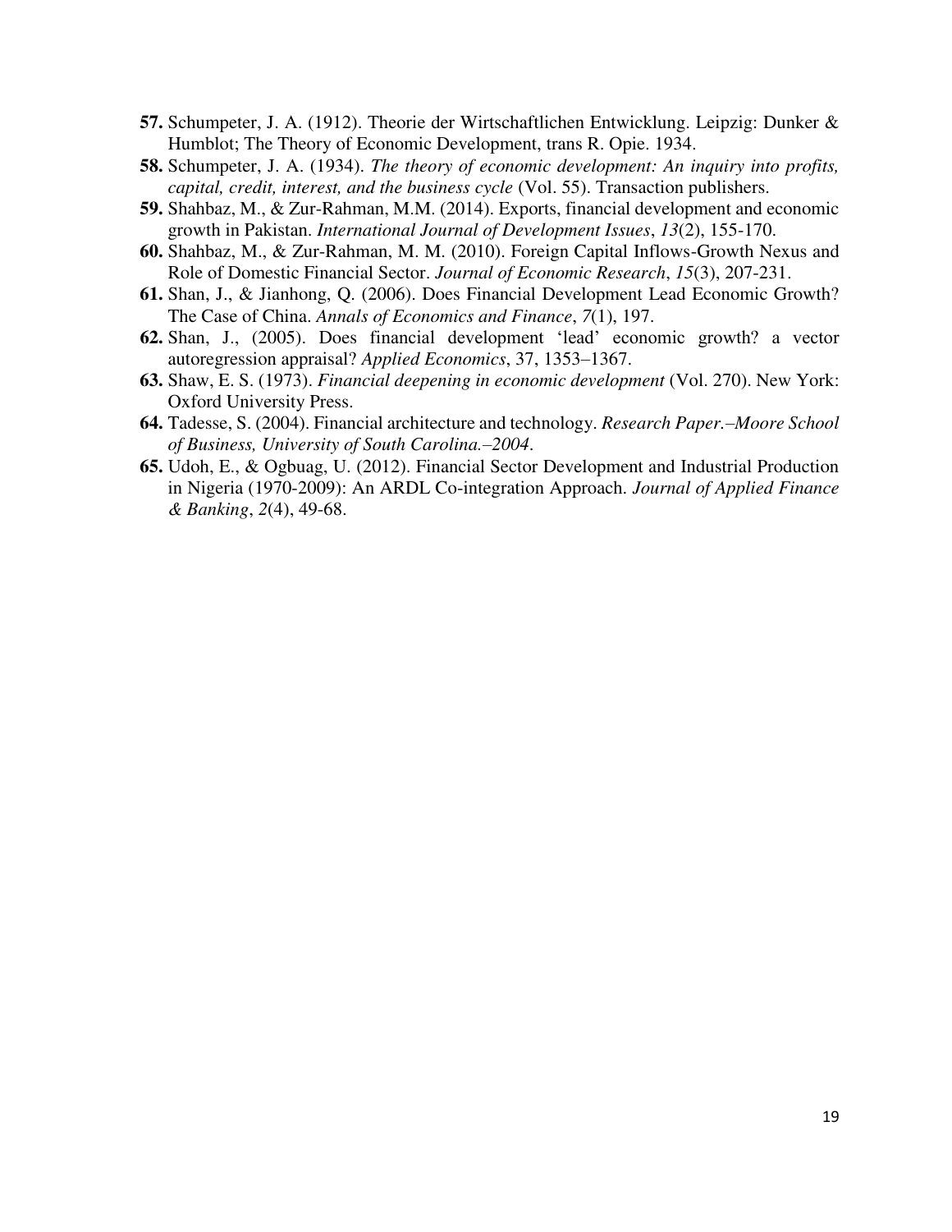57. Schumpeter, J. A. (1912). Theorie der Wirtschaftlichen Entwicklung. Leipzig: Dunker & Humblot; The Theory of Economic Development, trans R. Opie. 1934.
58. Schumpeter, J. A. (1934). *The theory of economic development: An inquiry into profits, capital, credit, interest, and the business cycle* (Vol. 55). Transaction publishers.
59. Shahbaz, M., & Zur-Rahman, M.M. (2014). Exports, financial development and economic growth in Pakistan. *International Journal of Development Issues*, *13*(2), 155-170.
60. Shahbaz, M., & Zur-Rahman, M. M. (2010). Foreign Capital Inflows-Growth Nexus and Role of Domestic Financial Sector. *Journal of Economic Research*, *15*(3), 207-231.
61. Shan, J., & Jianhong, Q. (2006). Does Financial Development Lead Economic Growth? The Case of China. *Annals of Economics and Finance*, *7*(1), 197.
62. Shan, J., (2005). Does financial development 'lead' economic growth? a vector autoregression appraisal? *Applied Economics*, 37, 1353–1367.
63. Shaw, E. S. (1973). *Financial deepening in economic development* (Vol. 270). New York: Oxford University Press.
64. Tadesse, S. (2004). Financial architecture and technology. *Research Paper.–Moore School of Business, University of South Carolina.–2004*.
65. Udoh, E., & Ogbuag, U. (2012). Financial Sector Development and Industrial Production in Nigeria (1970-2009): An ARDL Co-integration Approach. *Journal of Applied Finance & Banking*, *2*(4), 49-68.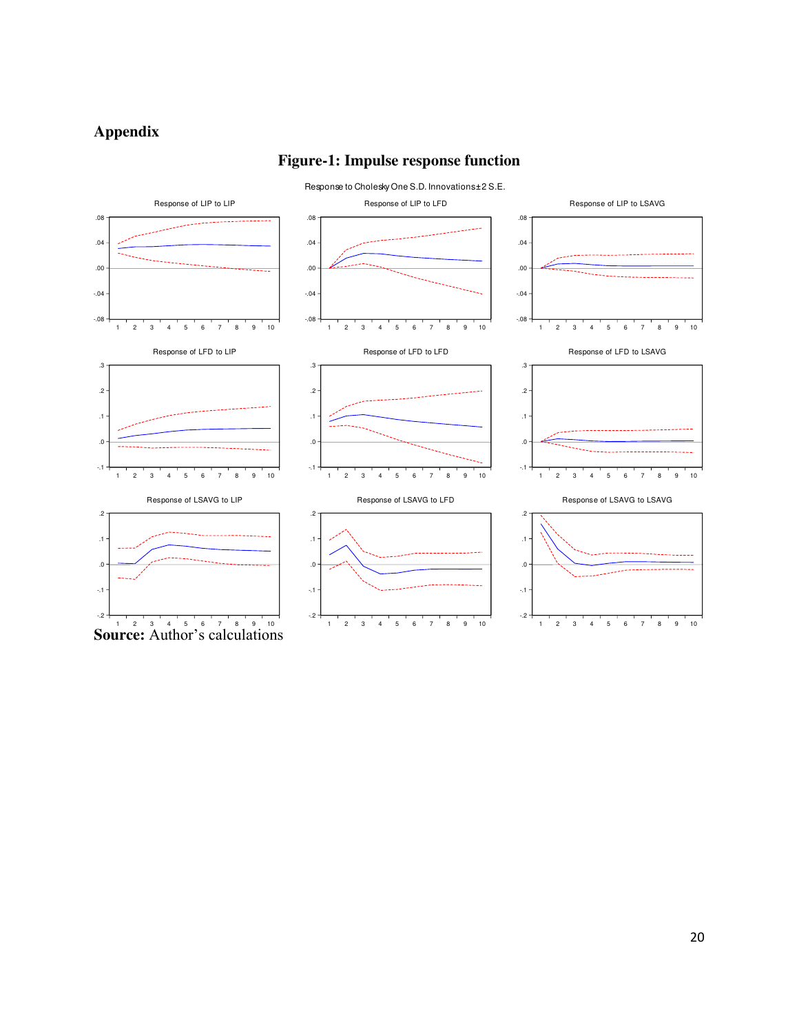# Appendix

**Figure-1: Impulse response function**

Response to Cholesky One S.D. Innovations±2 S.E.

Response of LIP to LIP

.08
.04
.00
-.04
-.08
1 2 3 4 5 6 7 8 9 10

Response of LIP to LFD

.08
.04
.00
-.04
-.08
1 2 3 4 5 6 7 8 9 10

Response of LIP to LSAVG

.08
.04
.00
-.04
-.08
1 2 3 4 5 6 7 8 9 10

Response of LFD to LIP

.3
.2
.1
.0
-.1
1 2 3 4 5 6 7 8 9 10

Response of LFD to LFD

.3
.2
.1
.0
-.1
1 2 3 4 5 6 7 8 9 10

Response of LFD to LSAVG

.3
.2
.1
.0
-.1
1 2 3 4 5 6 7 8 9 10

Response of LSAVG to LIP

.2
.1
.0
-.1
-.2
1 2 3 4 5 6 7 8 9 10

Response of LSAVG to LFD

.2
.1
.0
-.1
-.2
1 2 3 4 5 6 7 8 9 10

Response of LSAVG to LSAVG

.2
.1
.0
-.1
-.2
1 2 3 4 5 6 7 8 9 10

**Source:** Author's calculations